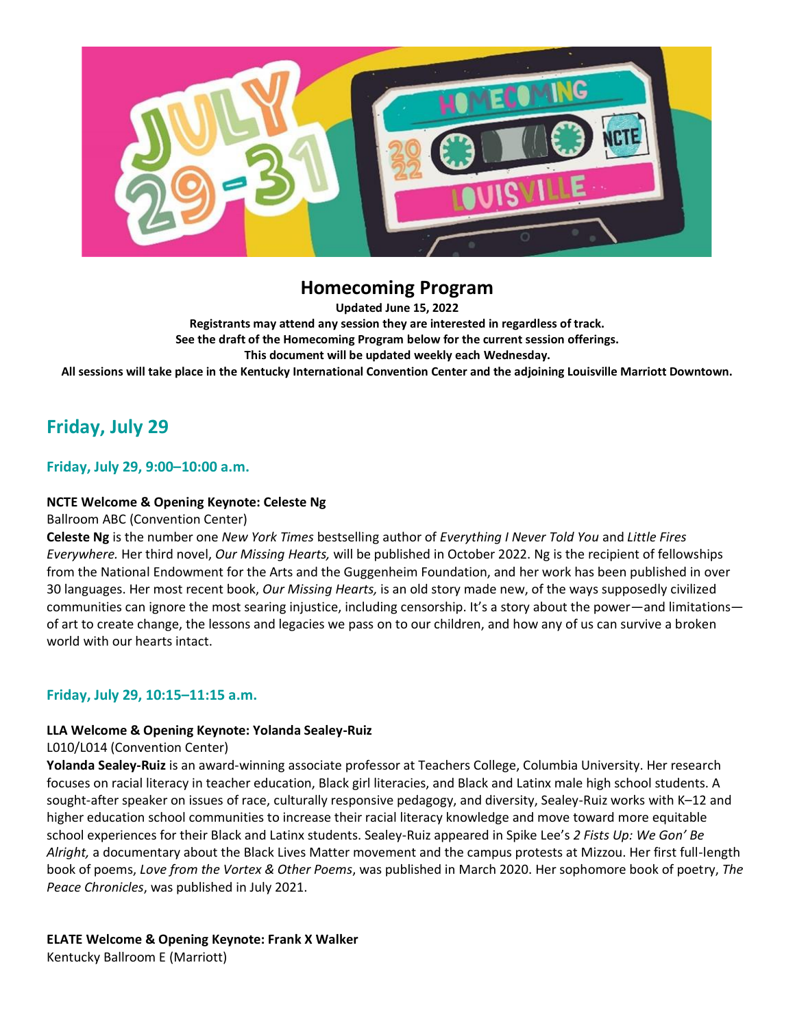# Homecoming Program

**Updated June 15, 2022**
**Registrants may attend any session they are interested in regardless of track.**
**See the draft of the Homecoming Program below for the current session offerings.**
**This document will be updated weekly each Wednesday.**
**All sessions will take place in the Kentucky International Convention Center and the adjoining Louisville Marriott Downtown.**

## Friday, July 29

### Friday, July 29, 9:00–10:00 a.m.

**NCTE Welcome & Opening Keynote: Celeste Ng**
Ballroom ABC (Convention Center)
**Celeste Ng** is the number one *New York Times* bestselling author of *Everything I Never Told You* and *Little Fires Everywhere.* Her third novel, *Our Missing Hearts,* will be published in October 2022. Ng is the recipient of fellowships from the National Endowment for the Arts and the Guggenheim Foundation, and her work has been published in over 30 languages. Her most recent book, *Our Missing Hearts,* is an old story made new, of the ways supposedly civilized communities can ignore the most searing injustice, including censorship. It's a story about the power—and limitations—of art to create change, the lessons and legacies we pass on to our children, and how any of us can survive a broken world with our hearts intact.

### Friday, July 29, 10:15–11:15 a.m.

**LLA Welcome & Opening Keynote: Yolanda Sealey-Ruiz**
L010/L014 (Convention Center)
**Yolanda Sealey-Ruiz** is an award-winning associate professor at Teachers College, Columbia University. Her research focuses on racial literacy in teacher education, Black girl literacies, and Black and Latinx male high school students. A sought-after speaker on issues of race, culturally responsive pedagogy, and diversity, Sealey-Ruiz works with K–12 and higher education school communities to increase their racial literacy knowledge and move toward more equitable school experiences for their Black and Latinx students. Sealey-Ruiz appeared in Spike Lee's *2 Fists Up: We Gon' Be Alright,* a documentary about the Black Lives Matter movement and the campus protests at Mizzou. Her first full-length book of poems, *Love from the Vortex & Other Poems*, was published in March 2020. Her sophomore book of poetry, *The Peace Chronicles*, was published in July 2021.

**ELATE Welcome & Opening Keynote: Frank X Walker**
Kentucky Ballroom E (Marriott)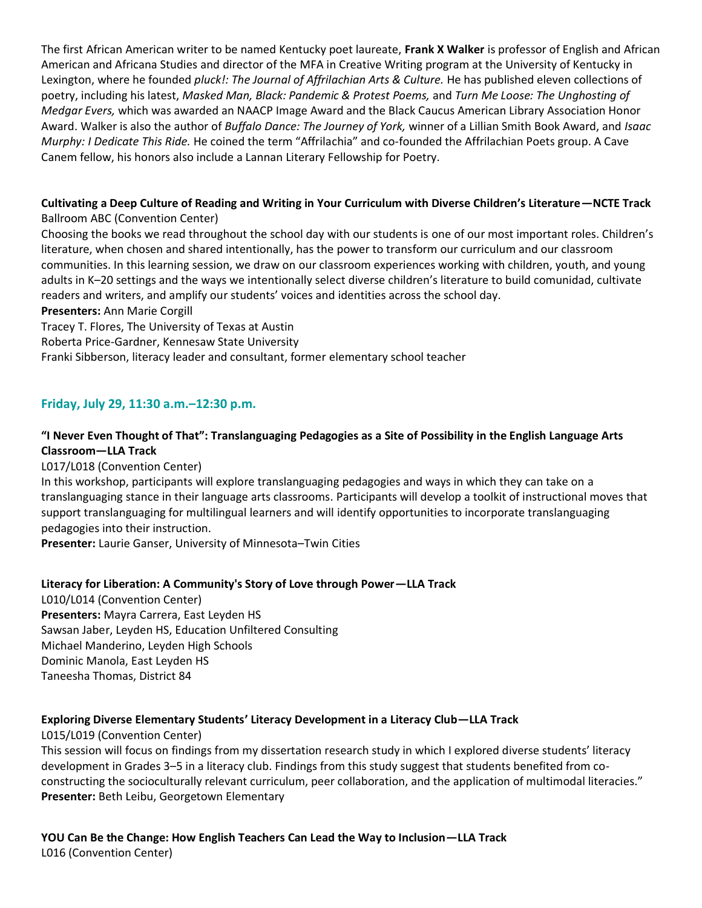The first African American writer to be named Kentucky poet laureate, **Frank X Walker** is professor of English and African American and Africana Studies and director of the MFA in Creative Writing program at the University of Kentucky in Lexington, where he founded *pluck!: The Journal of Affrilachian Arts & Culture.* He has published eleven collections of poetry, including his latest, *Masked Man, Black: Pandemic & Protest Poems,* and *Turn Me Loose: The Unghosting of Medgar Evers,* which was awarded an NAACP Image Award and the Black Caucus American Library Association Honor Award. Walker is also the author of *Buffalo Dance: The Journey of York,* winner of a Lillian Smith Book Award, and *Isaac Murphy: I Dedicate This Ride.* He coined the term "Affrilachia" and co-founded the Affrilachian Poets group. A Cave Canem fellow, his honors also include a Lannan Literary Fellowship for Poetry.

**Cultivating a Deep Culture of Reading and Writing in Your Curriculum with Diverse Children's Literature—NCTE Track**
Ballroom ABC (Convention Center)
Choosing the books we read throughout the school day with our students is one of our most important roles. Children's literature, when chosen and shared intentionally, has the power to transform our curriculum and our classroom communities. In this learning session, we draw on our classroom experiences working with children, youth, and young adults in K–20 settings and the ways we intentionally select diverse children's literature to build comunidad, cultivate readers and writers, and amplify our students' voices and identities across the school day.
**Presenters:** Ann Marie Corgill
Tracey T. Flores, The University of Texas at Austin
Roberta Price-Gardner, Kennesaw State University
Franki Sibberson, literacy leader and consultant, former elementary school teacher

## Friday, July 29, 11:30 a.m.–12:30 p.m.

**"I Never Even Thought of That": Translanguaging Pedagogies as a Site of Possibility in the English Language Arts Classroom—LLA Track**
L017/L018 (Convention Center)
In this workshop, participants will explore translanguaging pedagogies and ways in which they can take on a translanguaging stance in their language arts classrooms. Participants will develop a toolkit of instructional moves that support translanguaging for multilingual learners and will identify opportunities to incorporate translanguaging pedagogies into their instruction.
**Presenter:** Laurie Ganser, University of Minnesota–Twin Cities

**Literacy for Liberation: A Community's Story of Love through Power—LLA Track**
L010/L014 (Convention Center)
**Presenters:** Mayra Carrera, East Leyden HS
Sawsan Jaber, Leyden HS, Education Unfiltered Consulting
Michael Manderino, Leyden High Schools
Dominic Manola, East Leyden HS
Taneesha Thomas, District 84

**Exploring Diverse Elementary Students' Literacy Development in a Literacy Club—LLA Track**
L015/L019 (Convention Center)
This session will focus on findings from my dissertation research study in which I explored diverse students' literacy development in Grades 3–5 in a literacy club. Findings from this study suggest that students benefited from co-constructing the socioculturally relevant curriculum, peer collaboration, and the application of multimodal literacies."
**Presenter:** Beth Leibu, Georgetown Elementary

**YOU Can Be the Change: How English Teachers Can Lead the Way to Inclusion—LLA Track**
L016 (Convention Center)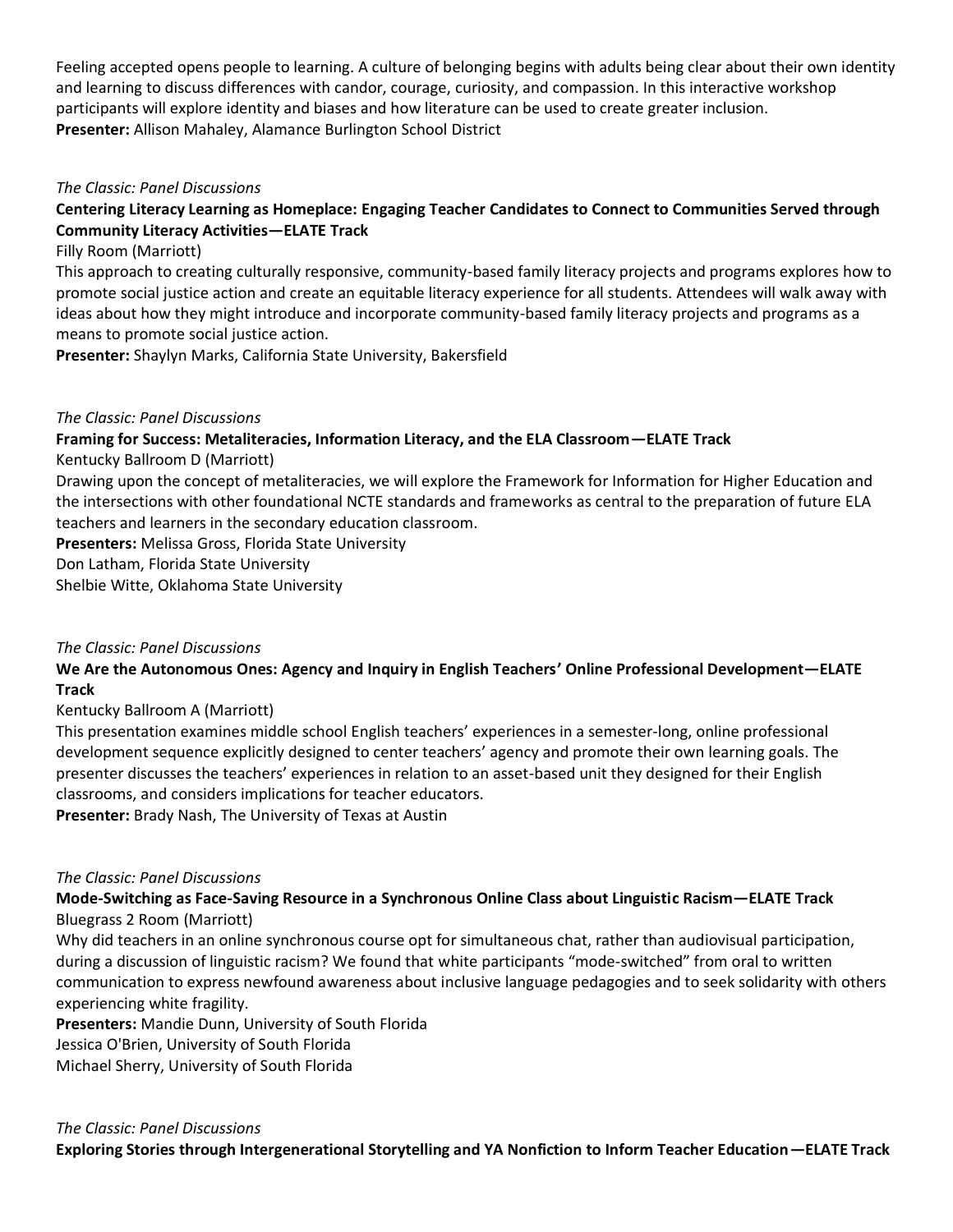Feeling accepted opens people to learning. A culture of belonging begins with adults being clear about their own identity and learning to discuss differences with candor, courage, curiosity, and compassion. In this interactive workshop participants will explore identity and biases and how literature can be used to create greater inclusion.
**Presenter:** Allison Mahaley, Alamance Burlington School District

*The Classic: Panel Discussions*

**Centering Literacy Learning as Homeplace: Engaging Teacher Candidates to Connect to Communities Served through Community Literacy Activities—ELATE Track**

Filly Room (Marriott)

This approach to creating culturally responsive, community-based family literacy projects and programs explores how to promote social justice action and create an equitable literacy experience for all students. Attendees will walk away with ideas about how they might introduce and incorporate community-based family literacy projects and programs as a means to promote social justice action.

**Presenter:** Shaylyn Marks, California State University, Bakersfield

*The Classic: Panel Discussions*

**Framing for Success: Metaliteracies, Information Literacy, and the ELA Classroom—ELATE Track**

Kentucky Ballroom D (Marriott)

Drawing upon the concept of metaliteracies, we will explore the Framework for Information for Higher Education and the intersections with other foundational NCTE standards and frameworks as central to the preparation of future ELA teachers and learners in the secondary education classroom.

**Presenters:** Melissa Gross, Florida State University
Don Latham, Florida State University
Shelbie Witte, Oklahoma State University

*The Classic: Panel Discussions*

**We Are the Autonomous Ones: Agency and Inquiry in English Teachers' Online Professional Development—ELATE Track**

Kentucky Ballroom A (Marriott)

This presentation examines middle school English teachers' experiences in a semester-long, online professional development sequence explicitly designed to center teachers' agency and promote their own learning goals. The presenter discusses the teachers' experiences in relation to an asset-based unit they designed for their English classrooms, and considers implications for teacher educators.

**Presenter:** Brady Nash, The University of Texas at Austin

*The Classic: Panel Discussions*

**Mode-Switching as Face-Saving Resource in a Synchronous Online Class about Linguistic Racism—ELATE Track**

Bluegrass 2 Room (Marriott)

Why did teachers in an online synchronous course opt for simultaneous chat, rather than audiovisual participation, during a discussion of linguistic racism? We found that white participants "mode-switched" from oral to written communication to express newfound awareness about inclusive language pedagogies and to seek solidarity with others experiencing white fragility.

**Presenters:** Mandie Dunn, University of South Florida
Jessica O'Brien, University of South Florida
Michael Sherry, University of South Florida

*The Classic: Panel Discussions*

**Exploring Stories through Intergenerational Storytelling and YA Nonfiction to Inform Teacher Education—ELATE Track**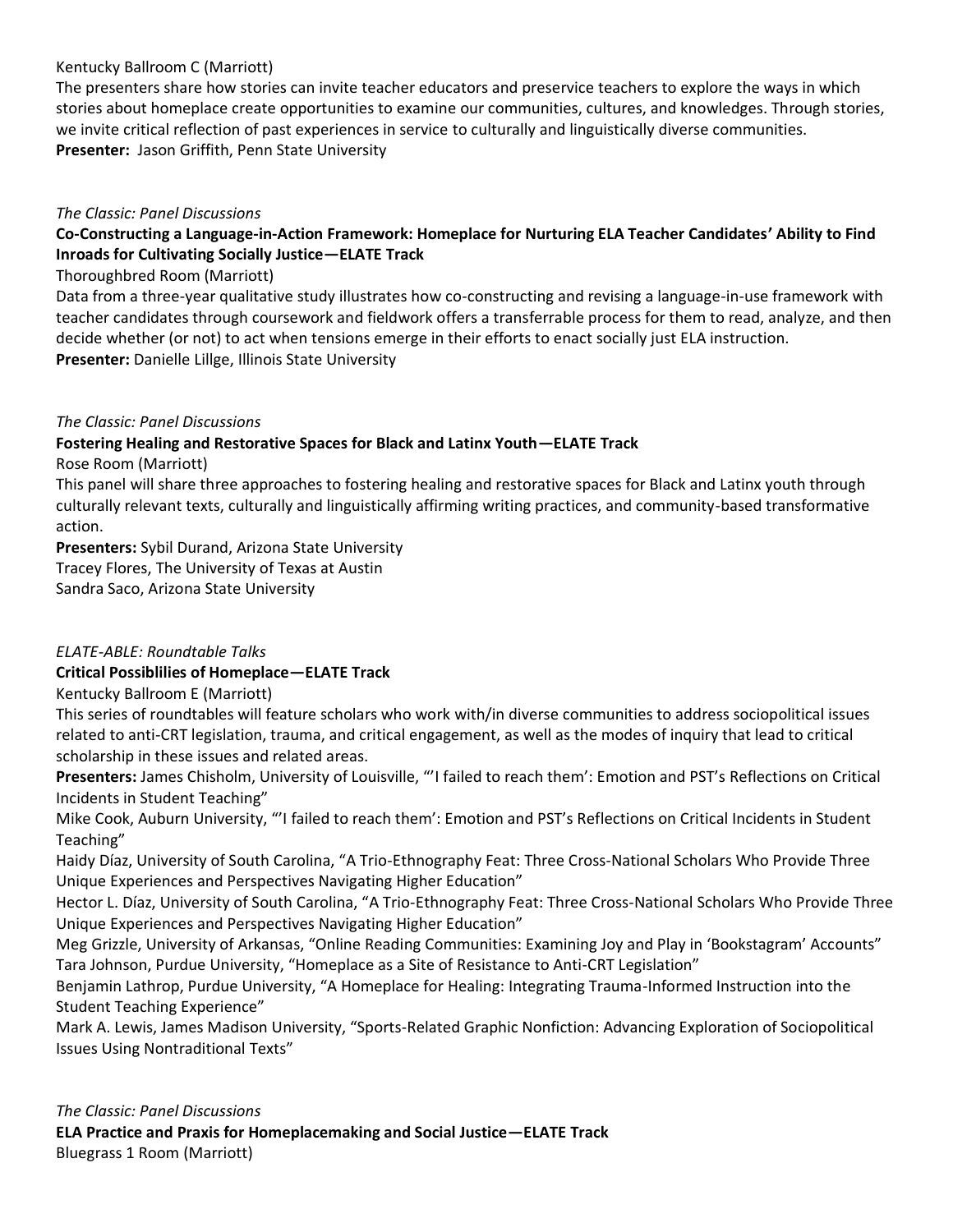Kentucky Ballroom C (Marriott)

The presenters share how stories can invite teacher educators and preservice teachers to explore the ways in which stories about homeplace create opportunities to examine our communities, cultures, and knowledges. Through stories, we invite critical reflection of past experiences in service to culturally and linguistically diverse communities.

**Presenter:** Jason Griffith, Penn State University

*The Classic: Panel Discussions*

**Co-Constructing a Language-in-Action Framework: Homeplace for Nurturing ELA Teacher Candidates' Ability to Find Inroads for Cultivating Socially Justice—ELATE Track**

Thoroughbred Room (Marriott)

Data from a three-year qualitative study illustrates how co-constructing and revising a language-in-use framework with teacher candidates through coursework and fieldwork offers a transferrable process for them to read, analyze, and then decide whether (or not) to act when tensions emerge in their efforts to enact socially just ELA instruction.

**Presenter:** Danielle Lillge, Illinois State University

*The Classic: Panel Discussions*

**Fostering Healing and Restorative Spaces for Black and Latinx Youth—ELATE Track**

Rose Room (Marriott)

This panel will share three approaches to fostering healing and restorative spaces for Black and Latinx youth through culturally relevant texts, culturally and linguistically affirming writing practices, and community-based transformative action.

**Presenters:** Sybil Durand, Arizona State University
Tracey Flores, The University of Texas at Austin
Sandra Saco, Arizona State University

*ELATE-ABLE: Roundtable Talks*

**Critical Possiblilies of Homeplace—ELATE Track**

Kentucky Ballroom E (Marriott)

This series of roundtables will feature scholars who work with/in diverse communities to address sociopolitical issues related to anti-CRT legislation, trauma, and critical engagement, as well as the modes of inquiry that lead to critical scholarship in these issues and related areas.

**Presenters:** James Chisholm, University of Louisville, "'I failed to reach them': Emotion and PST's Reflections on Critical Incidents in Student Teaching"
Mike Cook, Auburn University, "'I failed to reach them': Emotion and PST's Reflections on Critical Incidents in Student Teaching"
Haidy Díaz, University of South Carolina, "A Trio-Ethnography Feat: Three Cross-National Scholars Who Provide Three Unique Experiences and Perspectives Navigating Higher Education"
Hector L. Díaz, University of South Carolina, "A Trio-Ethnography Feat: Three Cross-National Scholars Who Provide Three Unique Experiences and Perspectives Navigating Higher Education"
Meg Grizzle, University of Arkansas, "Online Reading Communities: Examining Joy and Play in 'Bookstagram' Accounts"
Tara Johnson, Purdue University, "Homeplace as a Site of Resistance to Anti-CRT Legislation"
Benjamin Lathrop, Purdue University, "A Homeplace for Healing: Integrating Trauma-Informed Instruction into the Student Teaching Experience"
Mark A. Lewis, James Madison University, "Sports-Related Graphic Nonfiction: Advancing Exploration of Sociopolitical Issues Using Nontraditional Texts"

*The Classic: Panel Discussions*

**ELA Practice and Praxis for Homeplacemaking and Social Justice—ELATE Track**

Bluegrass 1 Room (Marriott)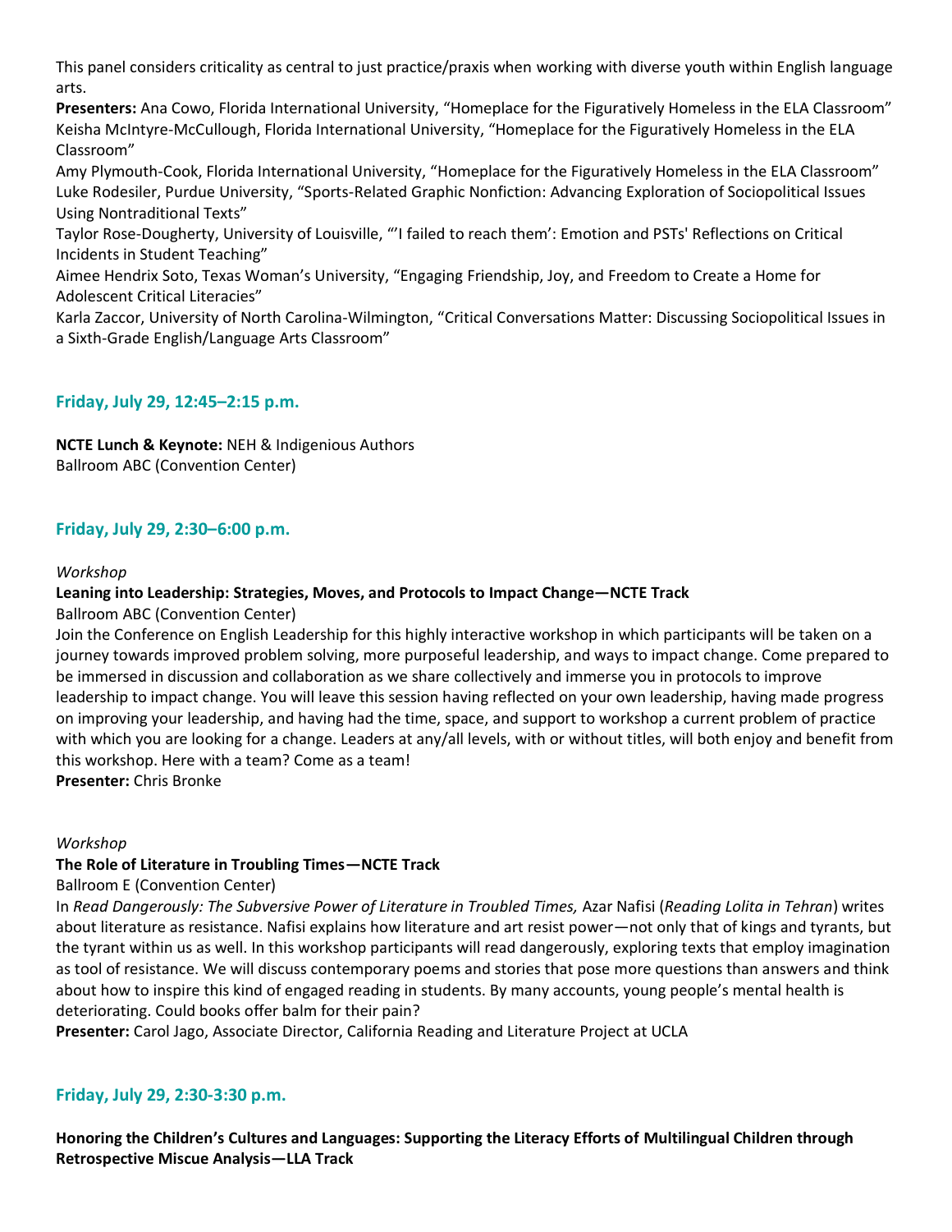This panel considers criticality as central to just practice/praxis when working with diverse youth within English language arts.

**Presenters:** Ana Cowo, Florida International University, “Homeplace for the Figuratively Homeless in the ELA Classroom”
Keisha McIntyre-McCullough, Florida International University, “Homeplace for the Figuratively Homeless in the ELA Classroom”
Amy Plymouth-Cook, Florida International University, “Homeplace for the Figuratively Homeless in the ELA Classroom”
Luke Rodesiler, Purdue University, “Sports-Related Graphic Nonfiction: Advancing Exploration of Sociopolitical Issues Using Nontraditional Texts”
Taylor Rose-Dougherty, University of Louisville, “‘I failed to reach them’: Emotion and PSTs' Reflections on Critical Incidents in Student Teaching”
Aimee Hendrix Soto, Texas Woman’s University, “Engaging Friendship, Joy, and Freedom to Create a Home for Adolescent Critical Literacies”
Karla Zaccor, University of North Carolina-Wilmington, “Critical Conversations Matter: Discussing Sociopolitical Issues in a Sixth-Grade English/Language Arts Classroom”

### Friday, July 29, 12:45–2:15 p.m.

**NCTE Lunch & Keynote:** NEH & Indigenious Authors
Ballroom ABC (Convention Center)

### Friday, July 29, 2:30–6:00 p.m.

*Workshop*

**Leaning into Leadership: Strategies, Moves, and Protocols to Impact Change—NCTE Track**

Ballroom ABC (Convention Center)

Join the Conference on English Leadership for this highly interactive workshop in which participants will be taken on a journey towards improved problem solving, more purposeful leadership, and ways to impact change. Come prepared to be immersed in discussion and collaboration as we share collectively and immerse you in protocols to improve leadership to impact change. You will leave this session having reflected on your own leadership, having made progress on improving your leadership, and having had the time, space, and support to workshop a current problem of practice with which you are looking for a change. Leaders at any/all levels, with or without titles, will both enjoy and benefit from this workshop. Here with a team? Come as a team!

**Presenter:** Chris Bronke

*Workshop*

**The Role of Literature in Troubling Times—NCTE Track**

Ballroom E (Convention Center)

In *Read Dangerously: The Subversive Power of Literature in Troubled Times,* Azar Nafisi (*Reading Lolita in Tehran*) writes about literature as resistance. Nafisi explains how literature and art resist power—not only that of kings and tyrants, but the tyrant within us as well. In this workshop participants will read dangerously, exploring texts that employ imagination as tool of resistance. We will discuss contemporary poems and stories that pose more questions than answers and think about how to inspire this kind of engaged reading in students. By many accounts, young people’s mental health is deteriorating. Could books offer balm for their pain?

**Presenter:** Carol Jago, Associate Director, California Reading and Literature Project at UCLA

### Friday, July 29, 2:30-3:30 p.m.

**Honoring the Children’s Cultures and Languages: Supporting the Literacy Efforts of Multilingual Children through Retrospective Miscue Analysis—LLA Track**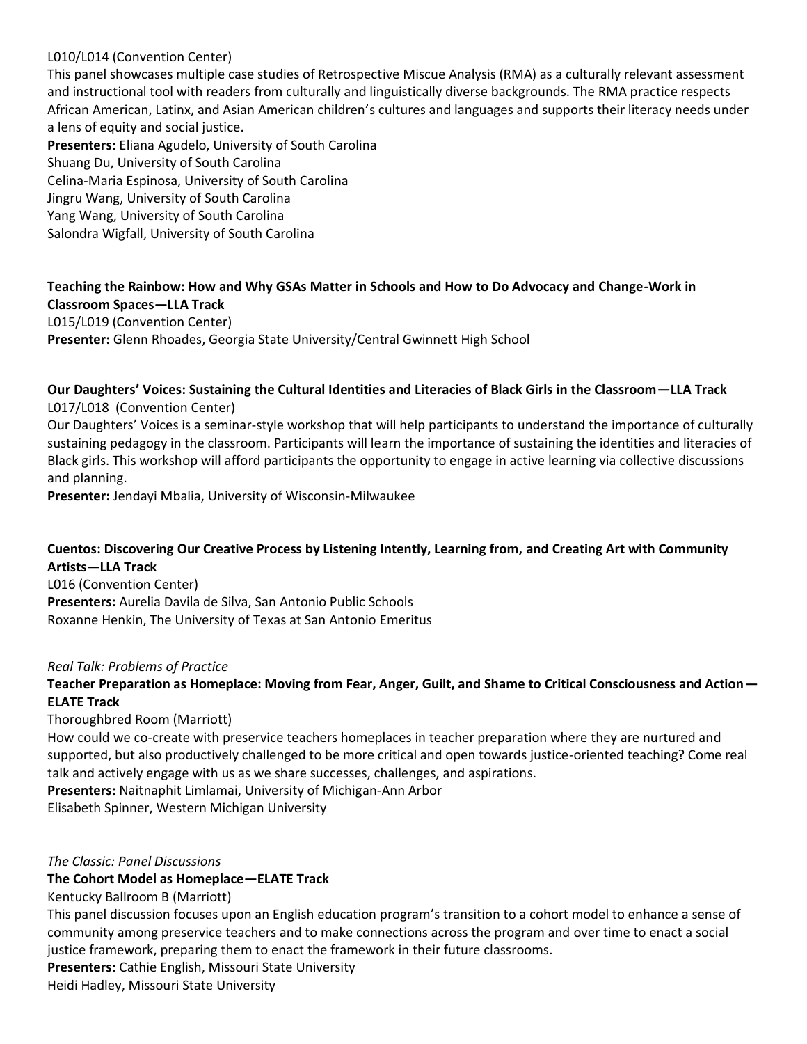L010/L014 (Convention Center)

This panel showcases multiple case studies of Retrospective Miscue Analysis (RMA) as a culturally relevant assessment and instructional tool with readers from culturally and linguistically diverse backgrounds. The RMA practice respects African American, Latinx, and Asian American children's cultures and languages and supports their literacy needs under a lens of equity and social justice.

**Presenters:** Eliana Agudelo, University of South Carolina
Shuang Du, University of South Carolina
Celina-Maria Espinosa, University of South Carolina
Jingru Wang, University of South Carolina
Yang Wang, University of South Carolina
Salondra Wigfall, University of South Carolina

**Teaching the Rainbow: How and Why GSAs Matter in Schools and How to Do Advocacy and Change-Work in Classroom Spaces—LLA Track**
L015/L019 (Convention Center)
**Presenter:** Glenn Rhoades, Georgia State University/Central Gwinnett High School

**Our Daughters' Voices: Sustaining the Cultural Identities and Literacies of Black Girls in the Classroom—LLA Track**
L017/L018 (Convention Center)

Our Daughters' Voices is a seminar-style workshop that will help participants to understand the importance of culturally sustaining pedagogy in the classroom. Participants will learn the importance of sustaining the identities and literacies of Black girls. This workshop will afford participants the opportunity to engage in active learning via collective discussions and planning.

**Presenter:** Jendayi Mbalia, University of Wisconsin-Milwaukee

**Cuentos: Discovering Our Creative Process by Listening Intently, Learning from, and Creating Art with Community Artists—LLA Track**
L016 (Convention Center)
**Presenters:** Aurelia Davila de Silva, San Antonio Public Schools
Roxanne Henkin, The University of Texas at San Antonio Emeritus

*Real Talk: Problems of Practice*

**Teacher Preparation as Homeplace: Moving from Fear, Anger, Guilt, and Shame to Critical Consciousness and Action—ELATE Track**
Thoroughbred Room (Marriott)

How could we co-create with preservice teachers homeplaces in teacher preparation where they are nurtured and supported, but also productively challenged to be more critical and open towards justice-oriented teaching? Come real talk and actively engage with us as we share successes, challenges, and aspirations.

**Presenters:** Naitnaphit Limlamai, University of Michigan-Ann Arbor
Elisabeth Spinner, Western Michigan University

*The Classic: Panel Discussions*

**The Cohort Model as Homeplace—ELATE Track**
Kentucky Ballroom B (Marriott)

This panel discussion focuses upon an English education program's transition to a cohort model to enhance a sense of community among preservice teachers and to make connections across the program and over time to enact a social justice framework, preparing them to enact the framework in their future classrooms.

**Presenters:** Cathie English, Missouri State University
Heidi Hadley, Missouri State University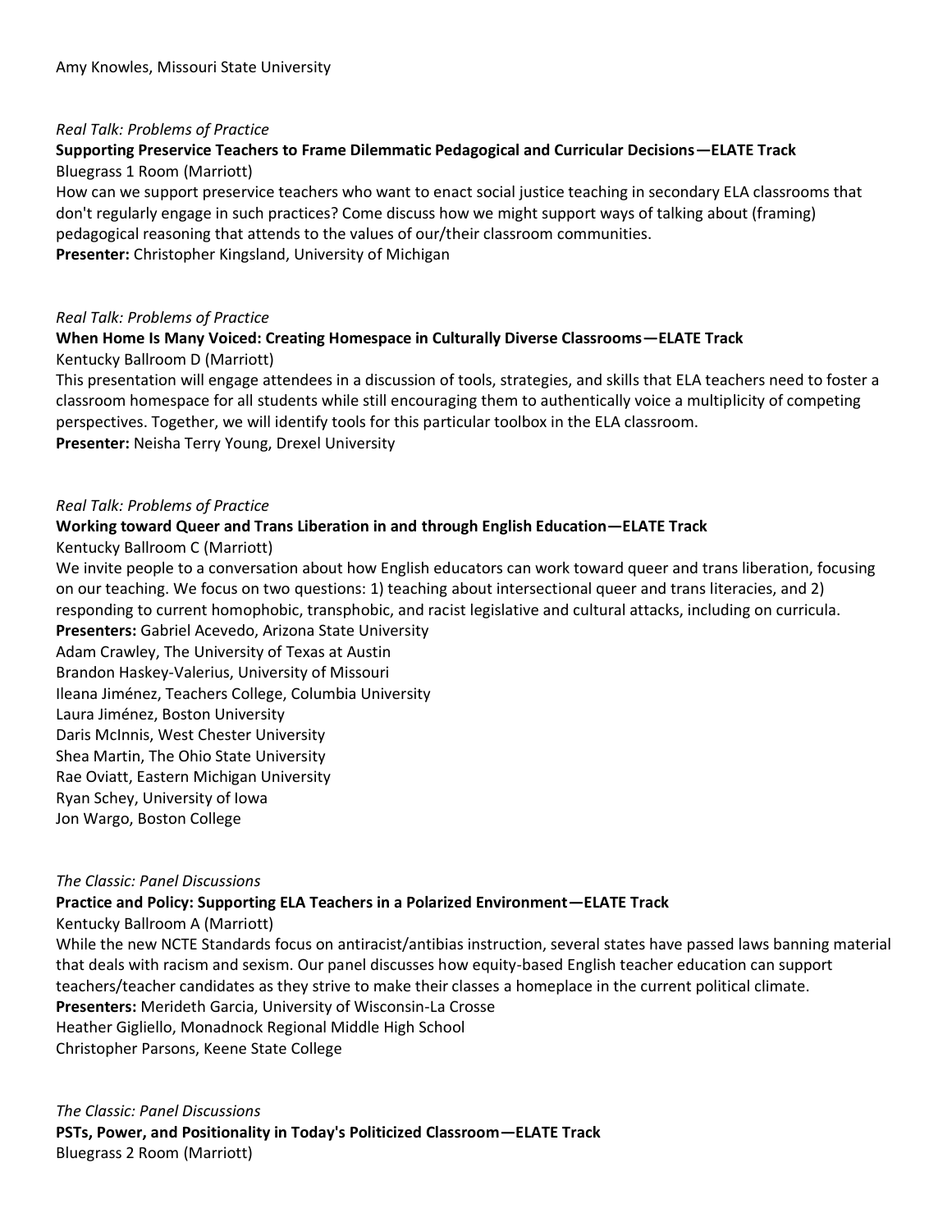Amy Knowles, Missouri State University

*Real Talk: Problems of Practice*

**Supporting Preservice Teachers to Frame Dilemmatic Pedagogical and Curricular Decisions—ELATE Track**

Bluegrass 1 Room (Marriott)

How can we support preservice teachers who want to enact social justice teaching in secondary ELA classrooms that don't regularly engage in such practices? Come discuss how we might support ways of talking about (framing) pedagogical reasoning that attends to the values of our/their classroom communities.

**Presenter:** Christopher Kingsland, University of Michigan

*Real Talk: Problems of Practice*

**When Home Is Many Voiced: Creating Homespace in Culturally Diverse Classrooms—ELATE Track**

Kentucky Ballroom D (Marriott)

This presentation will engage attendees in a discussion of tools, strategies, and skills that ELA teachers need to foster a classroom homespace for all students while still encouraging them to authentically voice a multiplicity of competing perspectives. Together, we will identify tools for this particular toolbox in the ELA classroom.

**Presenter:** Neisha Terry Young, Drexel University

*Real Talk: Problems of Practice*

**Working toward Queer and Trans Liberation in and through English Education—ELATE Track**

Kentucky Ballroom C (Marriott)

We invite people to a conversation about how English educators can work toward queer and trans liberation, focusing on our teaching. We focus on two questions: 1) teaching about intersectional queer and trans literacies, and 2) responding to current homophobic, transphobic, and racist legislative and cultural attacks, including on curricula.

**Presenters:** Gabriel Acevedo, Arizona State University
Adam Crawley, The University of Texas at Austin
Brandon Haskey-Valerius, University of Missouri
Ileana Jiménez, Teachers College, Columbia University
Laura Jiménez, Boston University
Daris McInnis, West Chester University
Shea Martin, The Ohio State University
Rae Oviatt, Eastern Michigan University
Ryan Schey, University of Iowa
Jon Wargo, Boston College

*The Classic: Panel Discussions*

**Practice and Policy: Supporting ELA Teachers in a Polarized Environment—ELATE Track**

Kentucky Ballroom A (Marriott)

While the new NCTE Standards focus on antiracist/antibias instruction, several states have passed laws banning material that deals with racism and sexism. Our panel discusses how equity-based English teacher education can support teachers/teacher candidates as they strive to make their classes a homeplace in the current political climate.

**Presenters:** Merideth Garcia, University of Wisconsin-La Crosse
Heather Gigliello, Monadnock Regional Middle High School
Christopher Parsons, Keene State College

*The Classic: Panel Discussions*

**PSTs, Power, and Positionality in Today's Politicized Classroom—ELATE Track**

Bluegrass 2 Room (Marriott)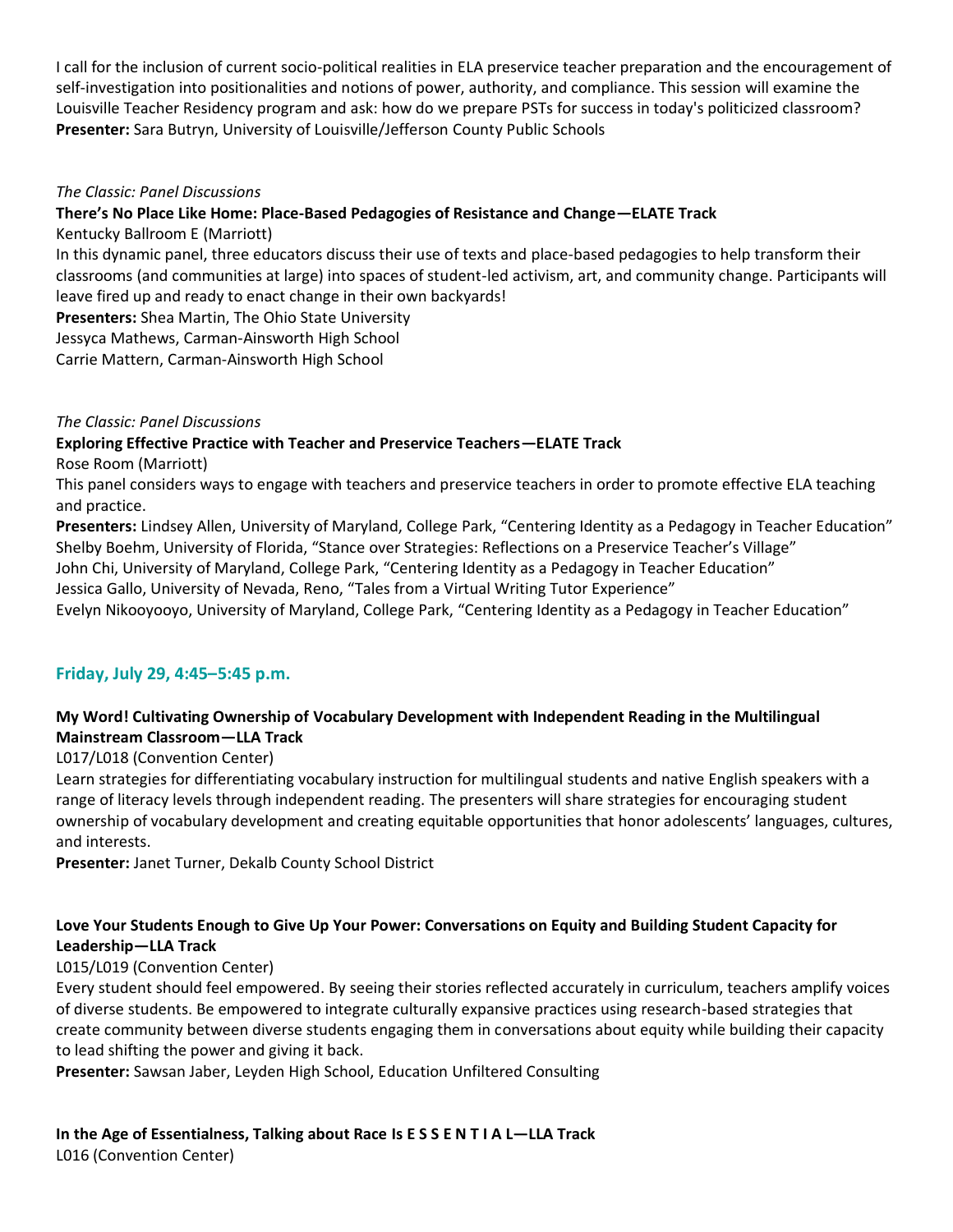I call for the inclusion of current socio-political realities in ELA preservice teacher preparation and the encouragement of self-investigation into positionalities and notions of power, authority, and compliance. This session will examine the Louisville Teacher Residency program and ask: how do we prepare PSTs for success in today's politicized classroom?
**Presenter:** Sara Butryn, University of Louisville/Jefferson County Public Schools

*The Classic: Panel Discussions*

**There's No Place Like Home: Place-Based Pedagogies of Resistance and Change—ELATE Track**

Kentucky Ballroom E (Marriott)

In this dynamic panel, three educators discuss their use of texts and place-based pedagogies to help transform their classrooms (and communities at large) into spaces of student-led activism, art, and community change. Participants will leave fired up and ready to enact change in their own backyards!

**Presenters:** Shea Martin, The Ohio State University
Jessyca Mathews, Carman-Ainsworth High School
Carrie Mattern, Carman-Ainsworth High School

*The Classic: Panel Discussions*

**Exploring Effective Practice with Teacher and Preservice Teachers—ELATE Track**

Rose Room (Marriott)

This panel considers ways to engage with teachers and preservice teachers in order to promote effective ELA teaching and practice.

**Presenters:** Lindsey Allen, University of Maryland, College Park, "Centering Identity as a Pedagogy in Teacher Education"
Shelby Boehm, University of Florida, "Stance over Strategies: Reflections on a Preservice Teacher's Village"
John Chi, University of Maryland, College Park, "Centering Identity as a Pedagogy in Teacher Education"
Jessica Gallo, University of Nevada, Reno, "Tales from a Virtual Writing Tutor Experience"
Evelyn Nikooyooyo, University of Maryland, College Park, "Centering Identity as a Pedagogy in Teacher Education"

## Friday, July 29, 4:45–5:45 p.m.

**My Word! Cultivating Ownership of Vocabulary Development with Independent Reading in the Multilingual Mainstream Classroom—LLA Track**

L017/L018 (Convention Center)

Learn strategies for differentiating vocabulary instruction for multilingual students and native English speakers with a range of literacy levels through independent reading. The presenters will share strategies for encouraging student ownership of vocabulary development and creating equitable opportunities that honor adolescents' languages, cultures, and interests.

**Presenter:** Janet Turner, Dekalb County School District

**Love Your Students Enough to Give Up Your Power: Conversations on Equity and Building Student Capacity for Leadership—LLA Track**

L015/L019 (Convention Center)

Every student should feel empowered. By seeing their stories reflected accurately in curriculum, teachers amplify voices of diverse students. Be empowered to integrate culturally expansive practices using research-based strategies that create community between diverse students engaging them in conversations about equity while building their capacity to lead shifting the power and giving it back.

**Presenter:** Sawsan Jaber, Leyden High School, Education Unfiltered Consulting

**In the Age of Essentialness, Talking about Race Is E S S E N T I A L—LLA Track**

L016 (Convention Center)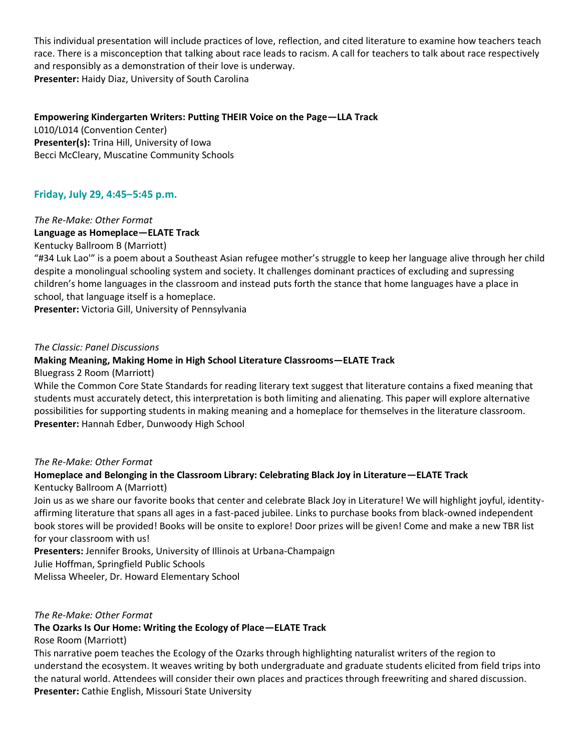This individual presentation will include practices of love, reflection, and cited literature to examine how teachers teach race. There is a misconception that talking about race leads to racism. A call for teachers to talk about race respectively and responsibly as a demonstration of their love is underway.
**Presenter:** Haidy Diaz, University of South Carolina

**Empowering Kindergarten Writers: Putting THEIR Voice on the Page—LLA Track**
L010/L014 (Convention Center)
**Presenter(s):** Trina Hill, University of Iowa
Becci McCleary, Muscatine Community Schools

## Friday, July 29, 4:45–5:45 p.m.

*The Re-Make: Other Format*
**Language as Homeplace—ELATE Track**
Kentucky Ballroom B (Marriott)
"#34 Luk Lao'" is a poem about a Southeast Asian refugee mother's struggle to keep her language alive through her child despite a monolingual schooling system and society. It challenges dominant practices of excluding and supressing children's home languages in the classroom and instead puts forth the stance that home languages have a place in school, that language itself is a homeplace.
**Presenter:** Victoria Gill, University of Pennsylvania

*The Classic: Panel Discussions*
**Making Meaning, Making Home in High School Literature Classrooms—ELATE Track**
Bluegrass 2 Room (Marriott)
While the Common Core State Standards for reading literary text suggest that literature contains a fixed meaning that students must accurately detect, this interpretation is both limiting and alienating. This paper will explore alternative possibilities for supporting students in making meaning and a homeplace for themselves in the literature classroom.
**Presenter:** Hannah Edber, Dunwoody High School

*The Re-Make: Other Format*
**Homeplace and Belonging in the Classroom Library: Celebrating Black Joy in Literature—ELATE Track**
Kentucky Ballroom A (Marriott)
Join us as we share our favorite books that center and celebrate Black Joy in Literature! We will highlight joyful, identity-affirming literature that spans all ages in a fast-paced jubilee. Links to purchase books from black-owned independent book stores will be provided! Books will be onsite to explore! Door prizes will be given! Come and make a new TBR list for your classroom with us!
**Presenters:** Jennifer Brooks, University of Illinois at Urbana-Champaign
Julie Hoffman, Springfield Public Schools
Melissa Wheeler, Dr. Howard Elementary School

*The Re-Make: Other Format*
**The Ozarks Is Our Home: Writing the Ecology of Place—ELATE Track**
Rose Room (Marriott)
This narrative poem teaches the Ecology of the Ozarks through highlighting naturalist writers of the region to understand the ecosystem. It weaves writing by both undergraduate and graduate students elicited from field trips into the natural world. Attendees will consider their own places and practices through freewriting and shared discussion.
**Presenter:** Cathie English, Missouri State University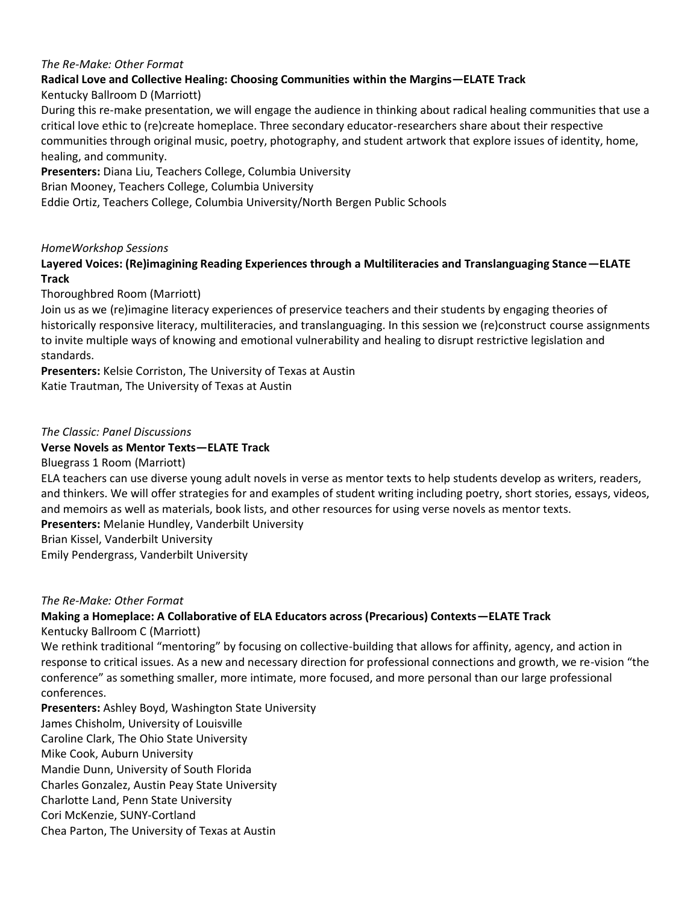*The Re-Make: Other Format*

**Radical Love and Collective Healing: Choosing Communities within the Margins—ELATE Track**

Kentucky Ballroom D (Marriott)

During this re-make presentation, we will engage the audience in thinking about radical healing communities that use a critical love ethic to (re)create homeplace. Three secondary educator-researchers share about their respective communities through original music, poetry, photography, and student artwork that explore issues of identity, home, healing, and community.

**Presenters:** Diana Liu, Teachers College, Columbia University
Brian Mooney, Teachers College, Columbia University
Eddie Ortiz, Teachers College, Columbia University/North Bergen Public Schools

*HomeWorkshop Sessions*

**Layered Voices: (Re)imagining Reading Experiences through a Multiliteracies and Translanguaging Stance—ELATE Track**

Thoroughbred Room (Marriott)

Join us as we (re)imagine literacy experiences of preservice teachers and their students by engaging theories of historically responsive literacy, multiliteracies, and translanguaging. In this session we (re)construct course assignments to invite multiple ways of knowing and emotional vulnerability and healing to disrupt restrictive legislation and standards.

**Presenters:** Kelsie Corriston, The University of Texas at Austin
Katie Trautman, The University of Texas at Austin

*The Classic: Panel Discussions*

**Verse Novels as Mentor Texts—ELATE Track**

Bluegrass 1 Room (Marriott)

ELA teachers can use diverse young adult novels in verse as mentor texts to help students develop as writers, readers, and thinkers. We will offer strategies for and examples of student writing including poetry, short stories, essays, videos, and memoirs as well as materials, book lists, and other resources for using verse novels as mentor texts.

**Presenters:** Melanie Hundley, Vanderbilt University
Brian Kissel, Vanderbilt University
Emily Pendergrass, Vanderbilt University

*The Re-Make: Other Format*

**Making a Homeplace: A Collaborative of ELA Educators across (Precarious) Contexts—ELATE Track**

Kentucky Ballroom C (Marriott)

We rethink traditional "mentoring" by focusing on collective-building that allows for affinity, agency, and action in response to critical issues. As a new and necessary direction for professional connections and growth, we re-vision "the conference" as something smaller, more intimate, more focused, and more personal than our large professional conferences.

**Presenters:** Ashley Boyd, Washington State University
James Chisholm, University of Louisville
Caroline Clark, The Ohio State University
Mike Cook, Auburn University
Mandie Dunn, University of South Florida
Charles Gonzalez, Austin Peay State University
Charlotte Land, Penn State University
Cori McKenzie, SUNY-Cortland
Chea Parton, The University of Texas at Austin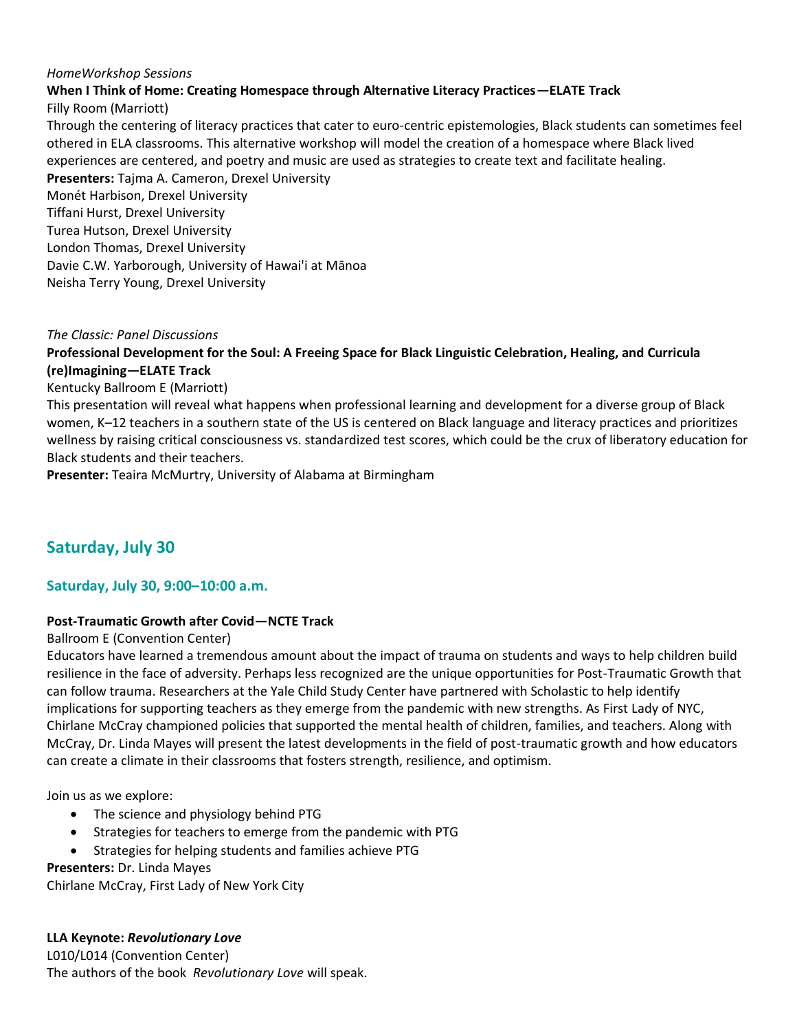*HomeWorkshop Sessions*

**When I Think of Home: Creating Homespace through Alternative Literacy Practices—ELATE Track**

Filly Room (Marriott)

Through the centering of literacy practices that cater to euro-centric epistemologies, Black students can sometimes feel othered in ELA classrooms. This alternative workshop will model the creation of a homespace where Black lived experiences are centered, and poetry and music are used as strategies to create text and facilitate healing.

**Presenters:** Tajma A. Cameron, Drexel University
Monét Harbison, Drexel University
Tiffani Hurst, Drexel University
Turea Hutson, Drexel University
London Thomas, Drexel University
Davie C.W. Yarborough, University of Hawai'i at Mānoa
Neisha Terry Young, Drexel University

*The Classic: Panel Discussions*

**Professional Development for the Soul: A Freeing Space for Black Linguistic Celebration, Healing, and Curricula (re)Imagining—ELATE Track**

Kentucky Ballroom E (Marriott)

This presentation will reveal what happens when professional learning and development for a diverse group of Black women, K–12 teachers in a southern state of the US is centered on Black language and literacy practices and prioritizes wellness by raising critical consciousness vs. standardized test scores, which could be the crux of liberatory education for Black students and their teachers.

**Presenter:** Teaira McMurtry, University of Alabama at Birmingham

## Saturday, July 30

### Saturday, July 30, 9:00–10:00 a.m.

**Post-Traumatic Growth after Covid—NCTE Track**

Ballroom E (Convention Center)

Educators have learned a tremendous amount about the impact of trauma on students and ways to help children build resilience in the face of adversity. Perhaps less recognized are the unique opportunities for Post-Traumatic Growth that can follow trauma. Researchers at the Yale Child Study Center have partnered with Scholastic to help identify implications for supporting teachers as they emerge from the pandemic with new strengths. As First Lady of NYC, Chirlane McCray championed policies that supported the mental health of children, families, and teachers. Along with McCray, Dr. Linda Mayes will present the latest developments in the field of post-traumatic growth and how educators can create a climate in their classrooms that fosters strength, resilience, and optimism.

Join us as we explore:

- The science and physiology behind PTG
- Strategies for teachers to emerge from the pandemic with PTG
- Strategies for helping students and families achieve PTG

**Presenters:** Dr. Linda Mayes
Chirlane McCray, First Lady of New York City

**LLA Keynote: *Revolutionary Love***

L010/L014 (Convention Center)

The authors of the book *Revolutionary Love* will speak.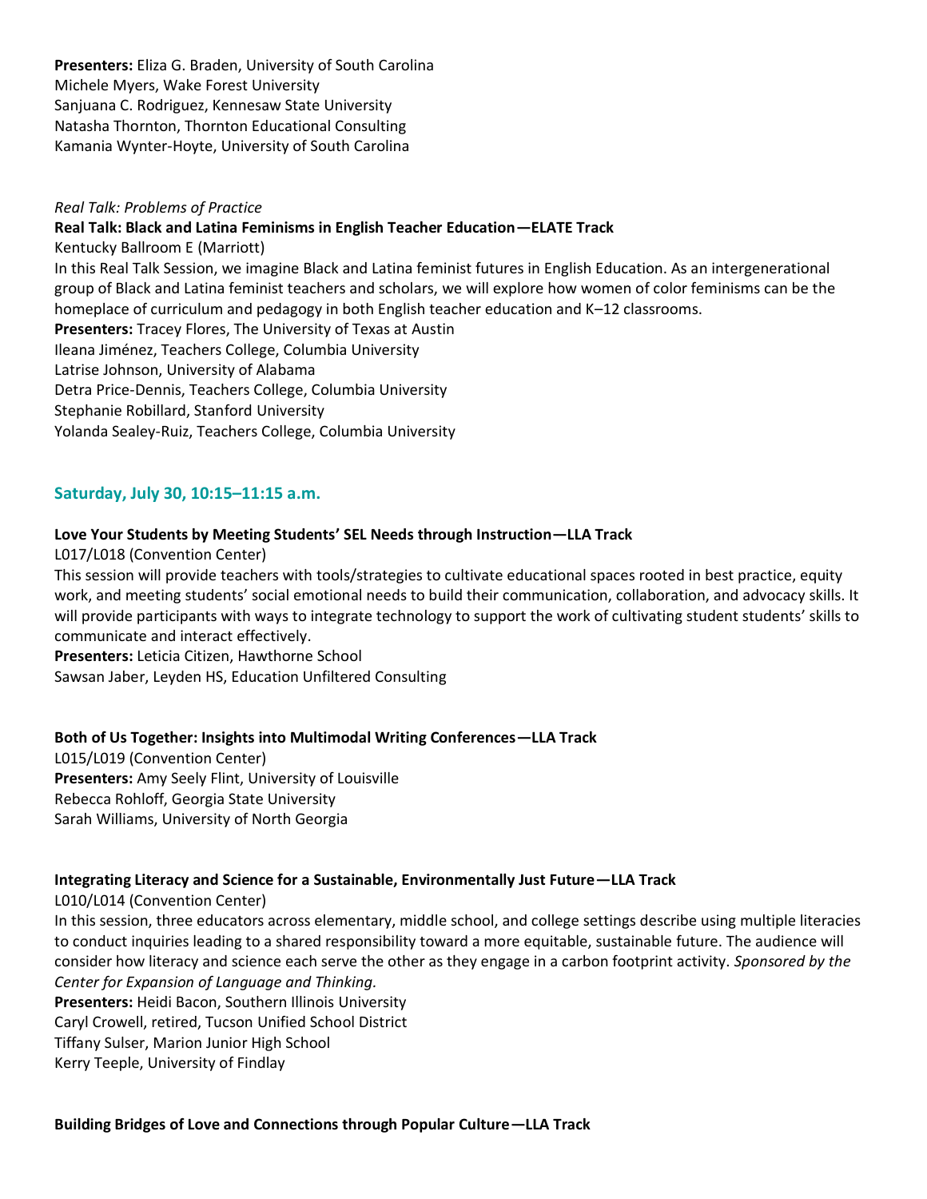**Presenters:** Eliza G. Braden, University of South Carolina
Michele Myers, Wake Forest University
Sanjuana C. Rodriguez, Kennesaw State University
Natasha Thornton, Thornton Educational Consulting
Kamania Wynter-Hoyte, University of South Carolina

*Real Talk: Problems of Practice*
**Real Talk: Black and Latina Feminisms in English Teacher Education—ELATE Track**
Kentucky Ballroom E (Marriott)
In this Real Talk Session, we imagine Black and Latina feminist futures in English Education. As an intergenerational group of Black and Latina feminist teachers and scholars, we will explore how women of color feminisms can be the homeplace of curriculum and pedagogy in both English teacher education and K–12 classrooms.
**Presenters:** Tracey Flores, The University of Texas at Austin
Ileana Jiménez, Teachers College, Columbia University
Latrise Johnson, University of Alabama
Detra Price-Dennis, Teachers College, Columbia University
Stephanie Robillard, Stanford University
Yolanda Sealey-Ruiz, Teachers College, Columbia University

## Saturday, July 30, 10:15–11:15 a.m.

**Love Your Students by Meeting Students' SEL Needs through Instruction—LLA Track**
L017/L018 (Convention Center)
This session will provide teachers with tools/strategies to cultivate educational spaces rooted in best practice, equity work, and meeting students' social emotional needs to build their communication, collaboration, and advocacy skills. It will provide participants with ways to integrate technology to support the work of cultivating student students' skills to communicate and interact effectively.
**Presenters:** Leticia Citizen, Hawthorne School
Sawsan Jaber, Leyden HS, Education Unfiltered Consulting

**Both of Us Together: Insights into Multimodal Writing Conferences—LLA Track**
L015/L019 (Convention Center)
**Presenters:** Amy Seely Flint, University of Louisville
Rebecca Rohloff, Georgia State University
Sarah Williams, University of North Georgia

**Integrating Literacy and Science for a Sustainable, Environmentally Just Future—LLA Track**
L010/L014 (Convention Center)
In this session, three educators across elementary, middle school, and college settings describe using multiple literacies to conduct inquiries leading to a shared responsibility toward a more equitable, sustainable future. The audience will consider how literacy and science each serve the other as they engage in a carbon footprint activity. *Sponsored by the Center for Expansion of Language and Thinking.*
**Presenters:** Heidi Bacon, Southern Illinois University
Caryl Crowell, retired, Tucson Unified School District
Tiffany Sulser, Marion Junior High School
Kerry Teeple, University of Findlay

**Building Bridges of Love and Connections through Popular Culture—LLA Track**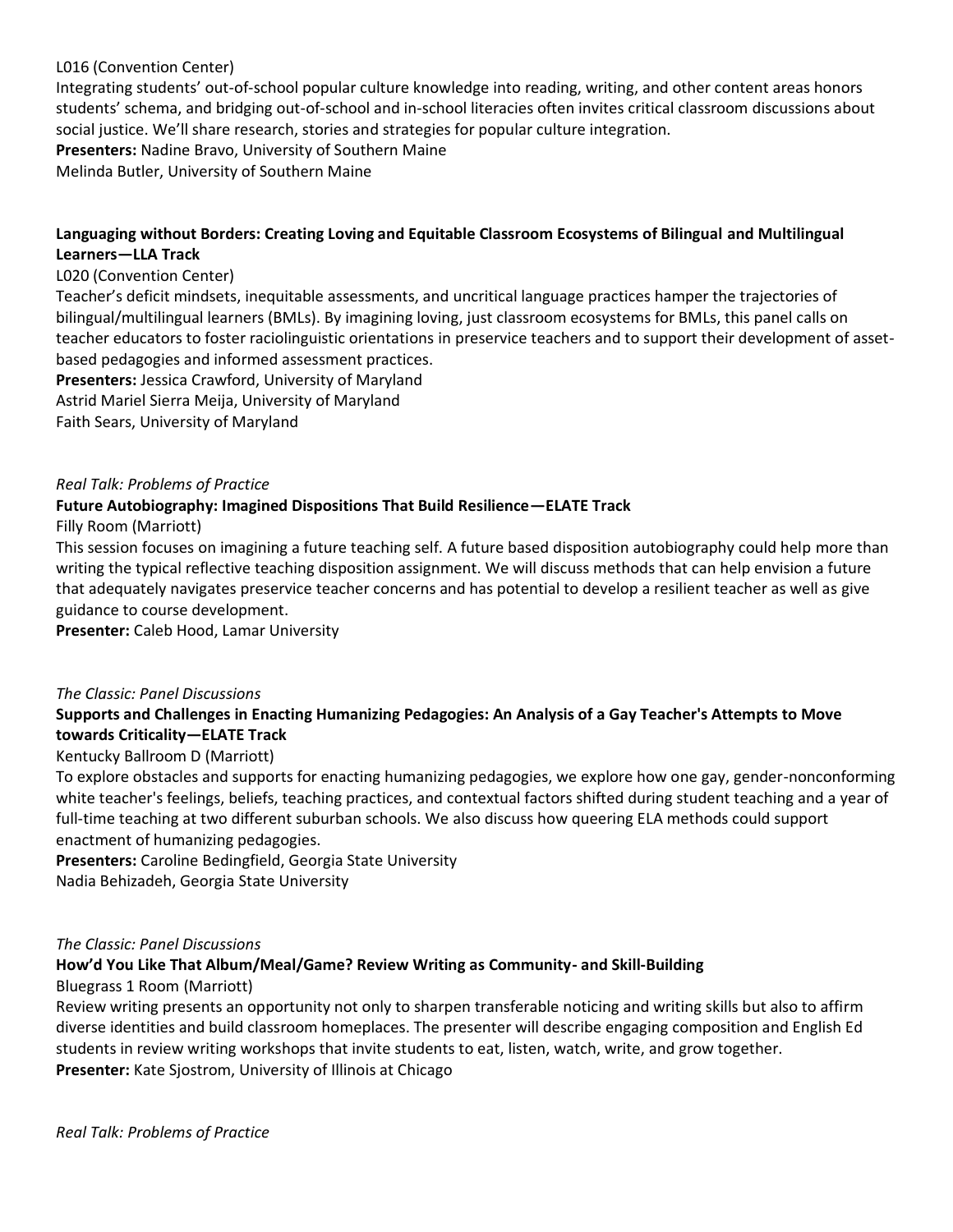L016 (Convention Center)
Integrating students' out-of-school popular culture knowledge into reading, writing, and other content areas honors students' schema, and bridging out-of-school and in-school literacies often invites critical classroom discussions about social justice. We'll share research, stories and strategies for popular culture integration.
**Presenters:** Nadine Bravo, University of Southern Maine
Melinda Butler, University of Southern Maine

**Languaging without Borders: Creating Loving and Equitable Classroom Ecosystems of Bilingual and Multilingual Learners—LLA Track**
L020 (Convention Center)
Teacher's deficit mindsets, inequitable assessments, and uncritical language practices hamper the trajectories of bilingual/multilingual learners (BMLs). By imagining loving, just classroom ecosystems for BMLs, this panel calls on teacher educators to foster raciolinguistic orientations in preservice teachers and to support their development of asset-based pedagogies and informed assessment practices.
**Presenters:** Jessica Crawford, University of Maryland
Astrid Mariel Sierra Meija, University of Maryland
Faith Sears, University of Maryland

*Real Talk: Problems of Practice*
**Future Autobiography: Imagined Dispositions That Build Resilience—ELATE Track**
Filly Room (Marriott)
This session focuses on imagining a future teaching self. A future based disposition autobiography could help more than writing the typical reflective teaching disposition assignment. We will discuss methods that can help envision a future that adequately navigates preservice teacher concerns and has potential to develop a resilient teacher as well as give guidance to course development.
**Presenter:** Caleb Hood, Lamar University

*The Classic: Panel Discussions*
**Supports and Challenges in Enacting Humanizing Pedagogies: An Analysis of a Gay Teacher's Attempts to Move towards Criticality—ELATE Track**
Kentucky Ballroom D (Marriott)
To explore obstacles and supports for enacting humanizing pedagogies, we explore how one gay, gender-nonconforming white teacher's feelings, beliefs, teaching practices, and contextual factors shifted during student teaching and a year of full-time teaching at two different suburban schools. We also discuss how queering ELA methods could support enactment of humanizing pedagogies.
**Presenters:** Caroline Bedingfield, Georgia State University
Nadia Behizadeh, Georgia State University

*The Classic: Panel Discussions*
**How'd You Like That Album/Meal/Game? Review Writing as Community- and Skill-Building**
Bluegrass 1 Room (Marriott)
Review writing presents an opportunity not only to sharpen transferable noticing and writing skills but also to affirm diverse identities and build classroom homeplaces. The presenter will describe engaging composition and English Ed students in review writing workshops that invite students to eat, listen, watch, write, and grow together.
**Presenter:** Kate Sjostrom, University of Illinois at Chicago

*Real Talk: Problems of Practice*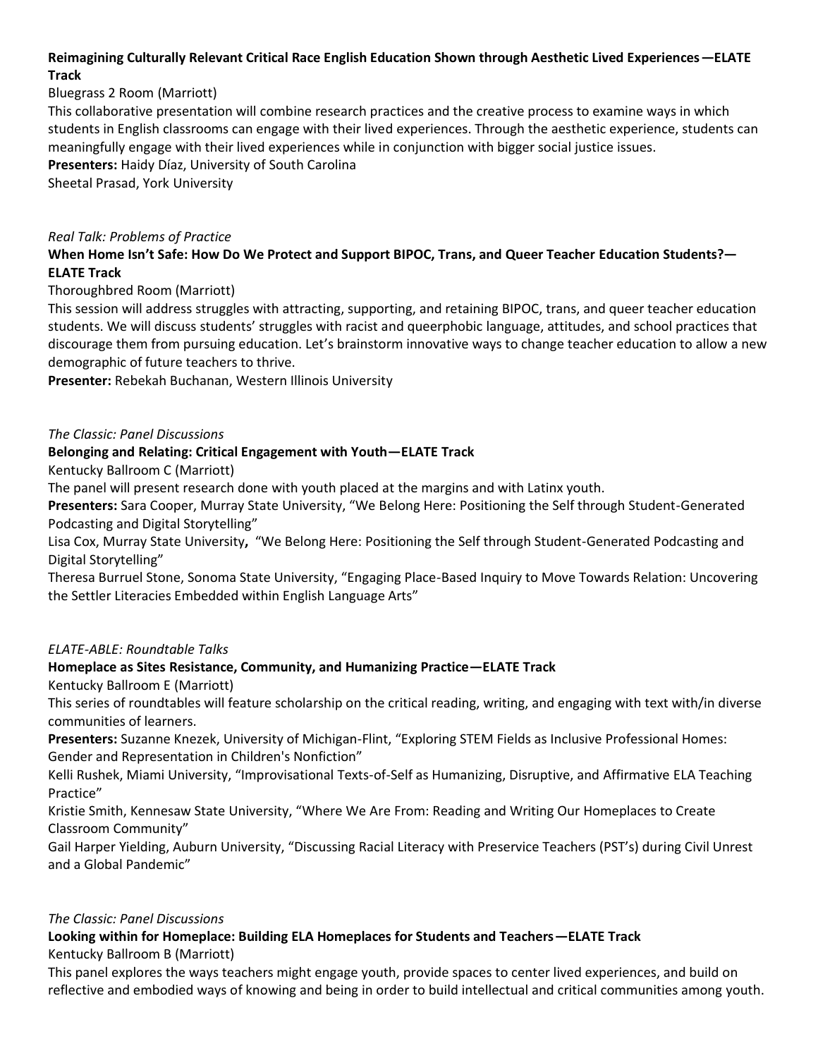**Reimagining Culturally Relevant Critical Race English Education Shown through Aesthetic Lived Experiences—ELATE Track**

Bluegrass 2 Room (Marriott)

This collaborative presentation will combine research practices and the creative process to examine ways in which students in English classrooms can engage with their lived experiences. Through the aesthetic experience, students can meaningfully engage with their lived experiences while in conjunction with bigger social justice issues.

**Presenters:** Haidy Díaz, University of South Carolina
Sheetal Prasad, York University

*Real Talk: Problems of Practice*

**When Home Isn't Safe: How Do We Protect and Support BIPOC, Trans, and Queer Teacher Education Students?—ELATE Track**

Thoroughbred Room (Marriott)

This session will address struggles with attracting, supporting, and retaining BIPOC, trans, and queer teacher education students. We will discuss students' struggles with racist and queerphobic language, attitudes, and school practices that discourage them from pursuing education. Let's brainstorm innovative ways to change teacher education to allow a new demographic of future teachers to thrive.

**Presenter:** Rebekah Buchanan, Western Illinois University

*The Classic: Panel Discussions*

**Belonging and Relating: Critical Engagement with Youth—ELATE Track**

Kentucky Ballroom C (Marriott)

The panel will present research done with youth placed at the margins and with Latinx youth.

**Presenters:** Sara Cooper, Murray State University, "We Belong Here: Positioning the Self through Student-Generated Podcasting and Digital Storytelling"
Lisa Cox, Murray State University**,** "We Belong Here: Positioning the Self through Student-Generated Podcasting and Digital Storytelling"
Theresa Burruel Stone, Sonoma State University, "Engaging Place-Based Inquiry to Move Towards Relation: Uncovering the Settler Literacies Embedded within English Language Arts"

*ELATE-ABLE: Roundtable Talks*

**Homeplace as Sites Resistance, Community, and Humanizing Practice—ELATE Track**

Kentucky Ballroom E (Marriott)

This series of roundtables will feature scholarship on the critical reading, writing, and engaging with text with/in diverse communities of learners.

**Presenters:** Suzanne Knezek, University of Michigan-Flint, "Exploring STEM Fields as Inclusive Professional Homes: Gender and Representation in Children's Nonfiction"
Kelli Rushek, Miami University, "Improvisational Texts-of-Self as Humanizing, Disruptive, and Affirmative ELA Teaching Practice"
Kristie Smith, Kennesaw State University, "Where We Are From: Reading and Writing Our Homeplaces to Create Classroom Community"
Gail Harper Yielding, Auburn University, "Discussing Racial Literacy with Preservice Teachers (PST's) during Civil Unrest and a Global Pandemic"

*The Classic: Panel Discussions*

**Looking within for Homeplace: Building ELA Homeplaces for Students and Teachers—ELATE Track**

Kentucky Ballroom B (Marriott)

This panel explores the ways teachers might engage youth, provide spaces to center lived experiences, and build on reflective and embodied ways of knowing and being in order to build intellectual and critical communities among youth.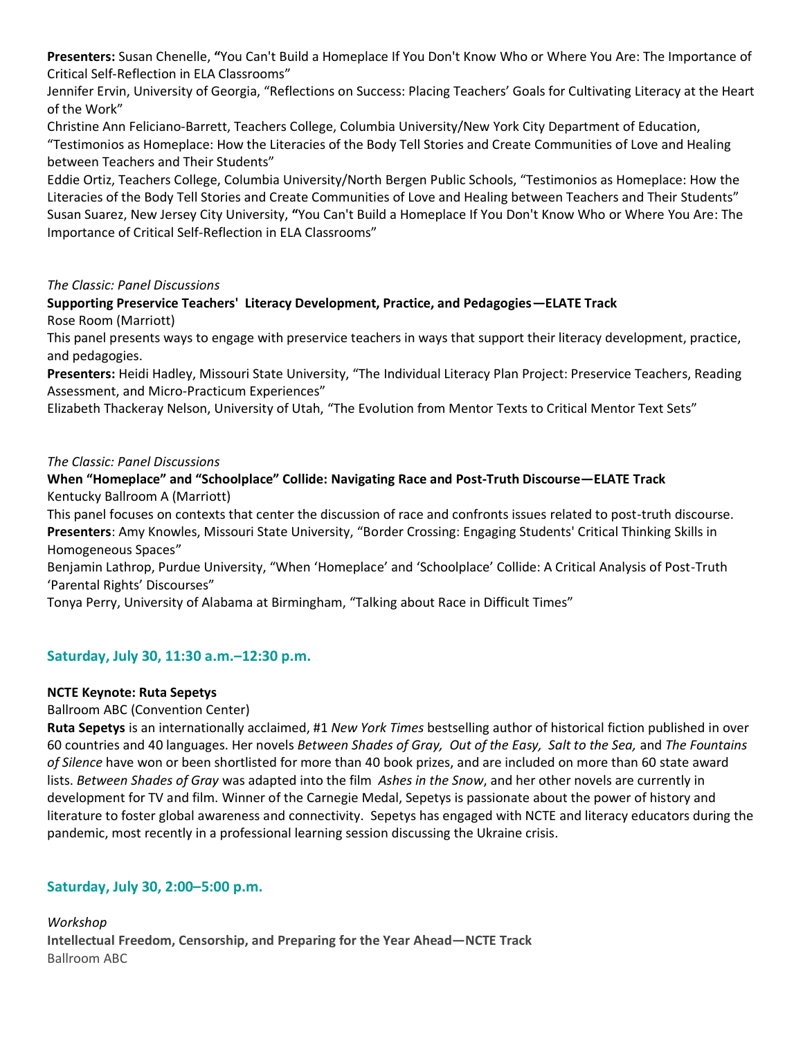**Presenters:** Susan Chenelle, **"**You Can't Build a Homeplace If You Don't Know Who or Where You Are: The Importance of Critical Self-Reflection in ELA Classrooms"

Jennifer Ervin, University of Georgia, "Reflections on Success: Placing Teachers' Goals for Cultivating Literacy at the Heart of the Work"

Christine Ann Feliciano-Barrett, Teachers College, Columbia University/New York City Department of Education, "Testimonios as Homeplace: How the Literacies of the Body Tell Stories and Create Communities of Love and Healing between Teachers and Their Students"

Eddie Ortiz, Teachers College, Columbia University/North Bergen Public Schools, "Testimonios as Homeplace: How the Literacies of the Body Tell Stories and Create Communities of Love and Healing between Teachers and Their Students"

Susan Suarez, New Jersey City University, **"**You Can't Build a Homeplace If You Don't Know Who or Where You Are: The Importance of Critical Self-Reflection in ELA Classrooms"

*The Classic: Panel Discussions*

**Supporting Preservice Teachers' Literacy Development, Practice, and Pedagogies—ELATE Track**

Rose Room (Marriott)

This panel presents ways to engage with preservice teachers in ways that support their literacy development, practice, and pedagogies.

**Presenters:** Heidi Hadley, Missouri State University, "The Individual Literacy Plan Project: Preservice Teachers, Reading Assessment, and Micro-Practicum Experiences"

Elizabeth Thackeray Nelson, University of Utah, "The Evolution from Mentor Texts to Critical Mentor Text Sets"

*The Classic: Panel Discussions*

**When "Homeplace" and "Schoolplace" Collide: Navigating Race and Post-Truth Discourse—ELATE Track**

Kentucky Ballroom A (Marriott)

This panel focuses on contexts that center the discussion of race and confronts issues related to post-truth discourse.

**Presenters**: Amy Knowles, Missouri State University, "Border Crossing: Engaging Students' Critical Thinking Skills in Homogeneous Spaces"

Benjamin Lathrop, Purdue University, "When 'Homeplace' and 'Schoolplace' Collide: A Critical Analysis of Post-Truth 'Parental Rights' Discourses"

Tonya Perry, University of Alabama at Birmingham, "Talking about Race in Difficult Times"

## Saturday, July 30, 11:30 a.m.–12:30 p.m.

**NCTE Keynote: Ruta Sepetys**

Ballroom ABC (Convention Center)

**Ruta Sepetys** is an internationally acclaimed, #1 *New York Times* bestselling author of historical fiction published in over 60 countries and 40 languages. Her novels *Between Shades of Gray, Out of the Easy, Salt to the Sea,* and *The Fountains of Silence* have won or been shortlisted for more than 40 book prizes, and are included on more than 60 state award lists. *Between Shades of Gray* was adapted into the film *Ashes in the Snow*, and her other novels are currently in development for TV and film. Winner of the Carnegie Medal, Sepetys is passionate about the power of history and literature to foster global awareness and connectivity. Sepetys has engaged with NCTE and literacy educators during the pandemic, most recently in a professional learning session discussing the Ukraine crisis.

## Saturday, July 30, 2:00–5:00 p.m.

*Workshop*

**Intellectual Freedom, Censorship, and Preparing for the Year Ahead—NCTE Track**

Ballroom ABC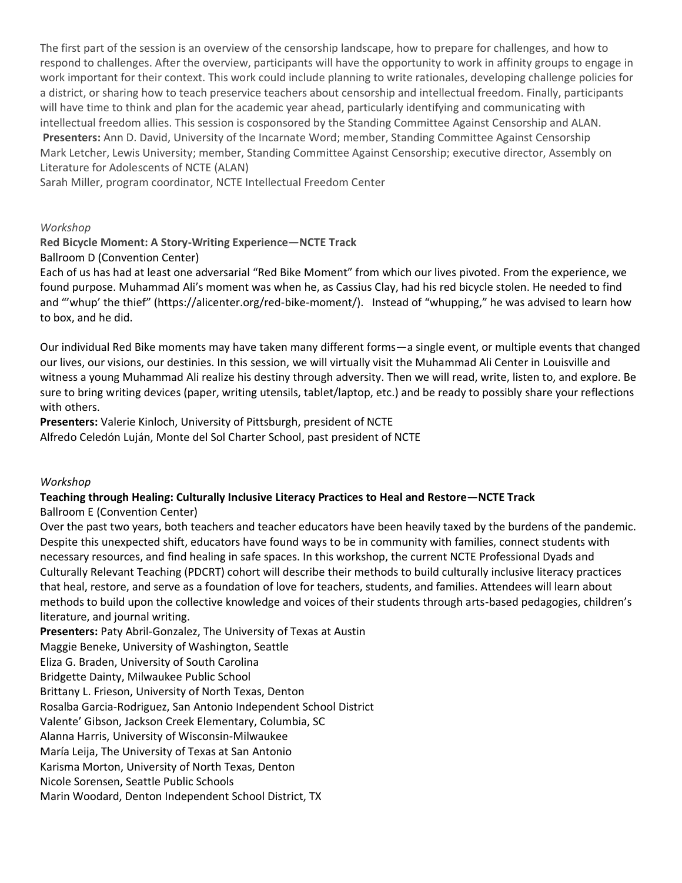The first part of the session is an overview of the censorship landscape, how to prepare for challenges, and how to respond to challenges. After the overview, participants will have the opportunity to work in affinity groups to engage in work important for their context. This work could include planning to write rationales, developing challenge policies for a district, or sharing how to teach preservice teachers about censorship and intellectual freedom. Finally, participants will have time to think and plan for the academic year ahead, particularly identifying and communicating with intellectual freedom allies. This session is cosponsored by the Standing Committee Against Censorship and ALAN.

**Presenters:** Ann D. David, University of the Incarnate Word; member, Standing Committee Against Censorship
Mark Letcher, Lewis University; member, Standing Committee Against Censorship; executive director, Assembly on Literature for Adolescents of NCTE (ALAN)
Sarah Miller, program coordinator, NCTE Intellectual Freedom Center

*Workshop*

**Red Bicycle Moment: A Story-Writing Experience—NCTE Track**

Ballroom D (Convention Center)

Each of us has had at least one adversarial "Red Bike Moment" from which our lives pivoted. From the experience, we found purpose. Muhammad Ali's moment was when he, as Cassius Clay, had his red bicycle stolen. He needed to find and "'whup' the thief" (https://alicenter.org/red-bike-moment/). Instead of "whupping," he was advised to learn how to box, and he did.

Our individual Red Bike moments may have taken many different forms—a single event, or multiple events that changed our lives, our visions, our destinies. In this session, we will virtually visit the Muhammad Ali Center in Louisville and witness a young Muhammad Ali realize his destiny through adversity. Then we will read, write, listen to, and explore. Be sure to bring writing devices (paper, writing utensils, tablet/laptop, etc.) and be ready to possibly share your reflections with others.

**Presenters:** Valerie Kinloch, University of Pittsburgh, president of NCTE
Alfredo Celedón Luján, Monte del Sol Charter School, past president of NCTE

*Workshop*

**Teaching through Healing: Culturally Inclusive Literacy Practices to Heal and Restore—NCTE Track**

Ballroom E (Convention Center)

Over the past two years, both teachers and teacher educators have been heavily taxed by the burdens of the pandemic. Despite this unexpected shift, educators have found ways to be in community with families, connect students with necessary resources, and find healing in safe spaces. In this workshop, the current NCTE Professional Dyads and Culturally Relevant Teaching (PDCRT) cohort will describe their methods to build culturally inclusive literacy practices that heal, restore, and serve as a foundation of love for teachers, students, and families. Attendees will learn about methods to build upon the collective knowledge and voices of their students through arts-based pedagogies, children's literature, and journal writing.

**Presenters:** Paty Abril-Gonzalez, The University of Texas at Austin
Maggie Beneke, University of Washington, Seattle
Eliza G. Braden, University of South Carolina
Bridgette Dainty, Milwaukee Public School
Brittany L. Frieson, University of North Texas, Denton
Rosalba Garcia-Rodriguez, San Antonio Independent School District
Valente' Gibson, Jackson Creek Elementary, Columbia, SC
Alanna Harris, University of Wisconsin-Milwaukee
María Leija, The University of Texas at San Antonio
Karisma Morton, University of North Texas, Denton
Nicole Sorensen, Seattle Public Schools
Marin Woodard, Denton Independent School District, TX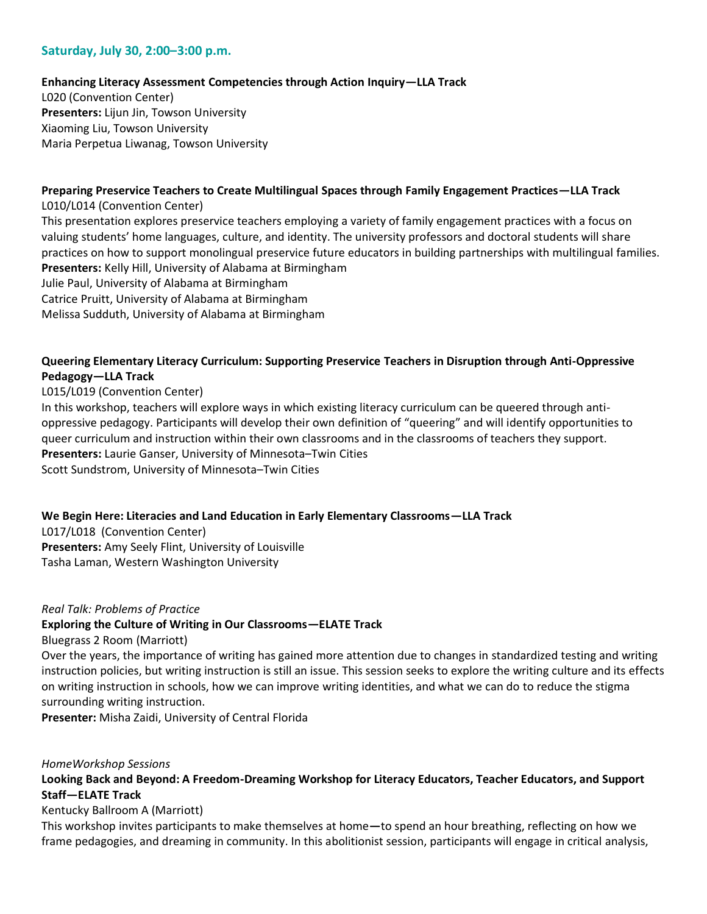### Saturday, July 30, 2:00–3:00 p.m.

**Enhancing Literacy Assessment Competencies through Action Inquiry—LLA Track**
L020 (Convention Center)
**Presenters:** Lijun Jin, Towson University
Xiaoming Liu, Towson University
Maria Perpetua Liwanag, Towson University

**Preparing Preservice Teachers to Create Multilingual Spaces through Family Engagement Practices—LLA Track**
L010/L014 (Convention Center)
This presentation explores preservice teachers employing a variety of family engagement practices with a focus on valuing students' home languages, culture, and identity. The university professors and doctoral students will share practices on how to support monolingual preservice future educators in building partnerships with multilingual families.
**Presenters:** Kelly Hill, University of Alabama at Birmingham
Julie Paul, University of Alabama at Birmingham
Catrice Pruitt, University of Alabama at Birmingham
Melissa Sudduth, University of Alabama at Birmingham

**Queering Elementary Literacy Curriculum: Supporting Preservice Teachers in Disruption through Anti-Oppressive Pedagogy—LLA Track**
L015/L019 (Convention Center)
In this workshop, teachers will explore ways in which existing literacy curriculum can be queered through anti-oppressive pedagogy. Participants will develop their own definition of "queering" and will identify opportunities to queer curriculum and instruction within their own classrooms and in the classrooms of teachers they support.
**Presenters:** Laurie Ganser, University of Minnesota–Twin Cities
Scott Sundstrom, University of Minnesota–Twin Cities

**We Begin Here: Literacies and Land Education in Early Elementary Classrooms—LLA Track**
L017/L018 (Convention Center)
**Presenters:** Amy Seely Flint, University of Louisville
Tasha Laman, Western Washington University

*Real Talk: Problems of Practice*
**Exploring the Culture of Writing in Our Classrooms—ELATE Track**
Bluegrass 2 Room (Marriott)
Over the years, the importance of writing has gained more attention due to changes in standardized testing and writing instruction policies, but writing instruction is still an issue. This session seeks to explore the writing culture and its effects on writing instruction in schools, how we can improve writing identities, and what we can do to reduce the stigma surrounding writing instruction.
**Presenter:** Misha Zaidi, University of Central Florida

*HomeWorkshop Sessions*
**Looking Back and Beyond: A Freedom-Dreaming Workshop for Literacy Educators, Teacher Educators, and Support Staff—ELATE Track**
Kentucky Ballroom A (Marriott)
This workshop invites participants to make themselves at home—to spend an hour breathing, reflecting on how we frame pedagogies, and dreaming in community. In this abolitionist session, participants will engage in critical analysis,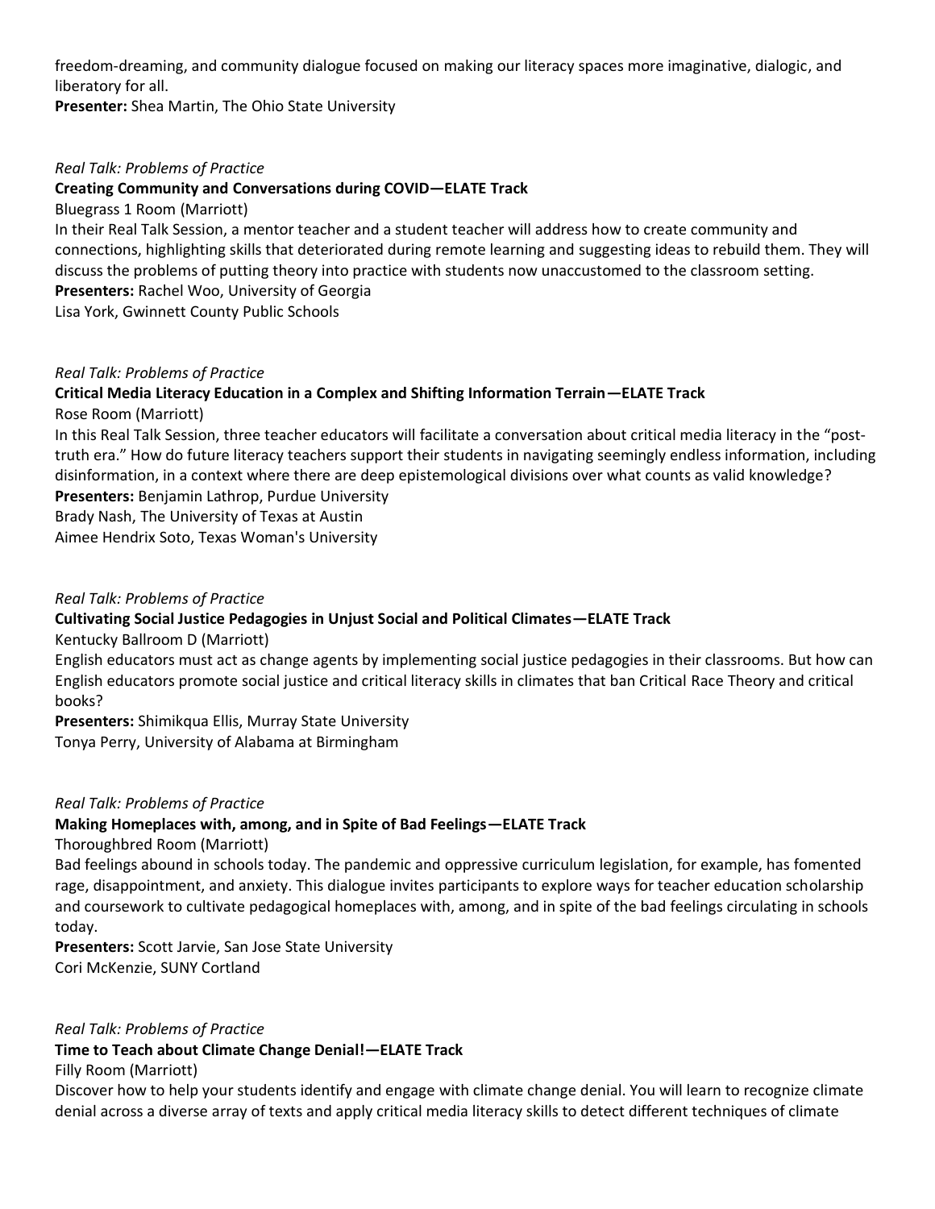freedom-dreaming, and community dialogue focused on making our literacy spaces more imaginative, dialogic, and liberatory for all.
**Presenter:** Shea Martin, The Ohio State University

*Real Talk: Problems of Practice*
**Creating Community and Conversations during COVID—ELATE Track**
Bluegrass 1 Room (Marriott)
In their Real Talk Session, a mentor teacher and a student teacher will address how to create community and connections, highlighting skills that deteriorated during remote learning and suggesting ideas to rebuild them. They will discuss the problems of putting theory into practice with students now unaccustomed to the classroom setting.
**Presenters:** Rachel Woo, University of Georgia
Lisa York, Gwinnett County Public Schools

*Real Talk: Problems of Practice*
**Critical Media Literacy Education in a Complex and Shifting Information Terrain—ELATE Track**
Rose Room (Marriott)
In this Real Talk Session, three teacher educators will facilitate a conversation about critical media literacy in the "post-truth era." How do future literacy teachers support their students in navigating seemingly endless information, including disinformation, in a context where there are deep epistemological divisions over what counts as valid knowledge?
**Presenters:** Benjamin Lathrop, Purdue University
Brady Nash, The University of Texas at Austin
Aimee Hendrix Soto, Texas Woman's University

*Real Talk: Problems of Practice*
**Cultivating Social Justice Pedagogies in Unjust Social and Political Climates—ELATE Track**
Kentucky Ballroom D (Marriott)
English educators must act as change agents by implementing social justice pedagogies in their classrooms. But how can English educators promote social justice and critical literacy skills in climates that ban Critical Race Theory and critical books?
**Presenters:** Shimikqua Ellis, Murray State University
Tonya Perry, University of Alabama at Birmingham

*Real Talk: Problems of Practice*
**Making Homeplaces with, among, and in Spite of Bad Feelings—ELATE Track**
Thoroughbred Room (Marriott)
Bad feelings abound in schools today. The pandemic and oppressive curriculum legislation, for example, has fomented rage, disappointment, and anxiety. This dialogue invites participants to explore ways for teacher education scholarship and coursework to cultivate pedagogical homeplaces with, among, and in spite of the bad feelings circulating in schools today.
**Presenters:** Scott Jarvie, San Jose State University
Cori McKenzie, SUNY Cortland

*Real Talk: Problems of Practice*
**Time to Teach about Climate Change Denial!—ELATE Track**
Filly Room (Marriott)
Discover how to help your students identify and engage with climate change denial. You will learn to recognize climate denial across a diverse array of texts and apply critical media literacy skills to detect different techniques of climate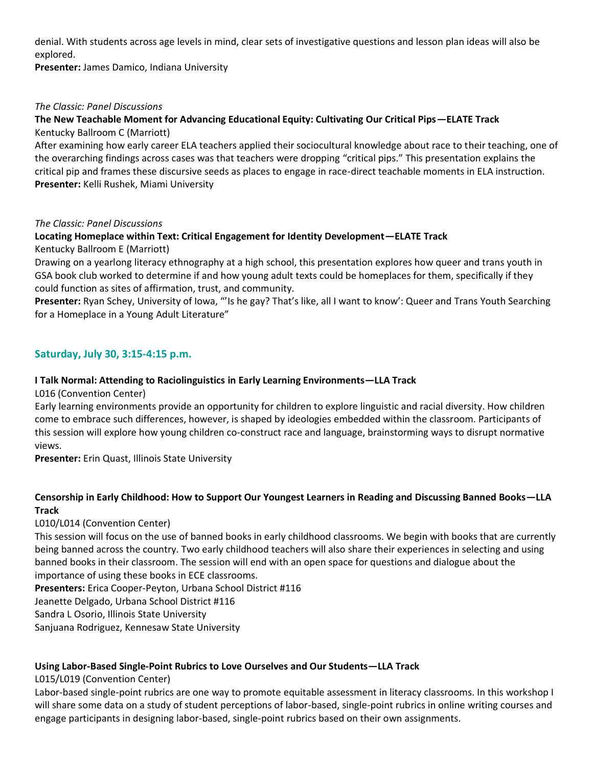denial. With students across age levels in mind, clear sets of investigative questions and lesson plan ideas will also be explored.
**Presenter:** James Damico, Indiana University

*The Classic: Panel Discussions*
**The New Teachable Moment for Advancing Educational Equity: Cultivating Our Critical Pips—ELATE Track**
Kentucky Ballroom C (Marriott)
After examining how early career ELA teachers applied their sociocultural knowledge about race to their teaching, one of the overarching findings across cases was that teachers were dropping "critical pips." This presentation explains the critical pip and frames these discursive seeds as places to engage in race-direct teachable moments in ELA instruction.
**Presenter:** Kelli Rushek, Miami University

*The Classic: Panel Discussions*
**Locating Homeplace within Text: Critical Engagement for Identity Development—ELATE Track**
Kentucky Ballroom E (Marriott)
Drawing on a yearlong literacy ethnography at a high school, this presentation explores how queer and trans youth in GSA book club worked to determine if and how young adult texts could be homeplaces for them, specifically if they could function as sites of affirmation, trust, and community.
**Presenter:** Ryan Schey, University of Iowa, "'Is he gay? That's like, all I want to know': Queer and Trans Youth Searching for a Homeplace in a Young Adult Literature"

## Saturday, July 30, 3:15-4:15 p.m.

**I Talk Normal: Attending to Raciolinguistics in Early Learning Environments—LLA Track**
L016 (Convention Center)
Early learning environments provide an opportunity for children to explore linguistic and racial diversity. How children come to embrace such differences, however, is shaped by ideologies embedded within the classroom. Participants of this session will explore how young children co-construct race and language, brainstorming ways to disrupt normative views.
**Presenter:** Erin Quast, Illinois State University

**Censorship in Early Childhood: How to Support Our Youngest Learners in Reading and Discussing Banned Books—LLA Track**
L010/L014 (Convention Center)
This session will focus on the use of banned books in early childhood classrooms. We begin with books that are currently being banned across the country. Two early childhood teachers will also share their experiences in selecting and using banned books in their classroom. The session will end with an open space for questions and dialogue about the importance of using these books in ECE classrooms.
**Presenters:** Erica Cooper-Peyton, Urbana School District #116
Jeanette Delgado, Urbana School District #116
Sandra L Osorio, Illinois State University
Sanjuana Rodriguez, Kennesaw State University

**Using Labor-Based Single-Point Rubrics to Love Ourselves and Our Students—LLA Track**
L015/L019 (Convention Center)
Labor-based single-point rubrics are one way to promote equitable assessment in literacy classrooms. In this workshop I will share some data on a study of student perceptions of labor-based, single-point rubrics in online writing courses and engage participants in designing labor-based, single-point rubrics based on their own assignments.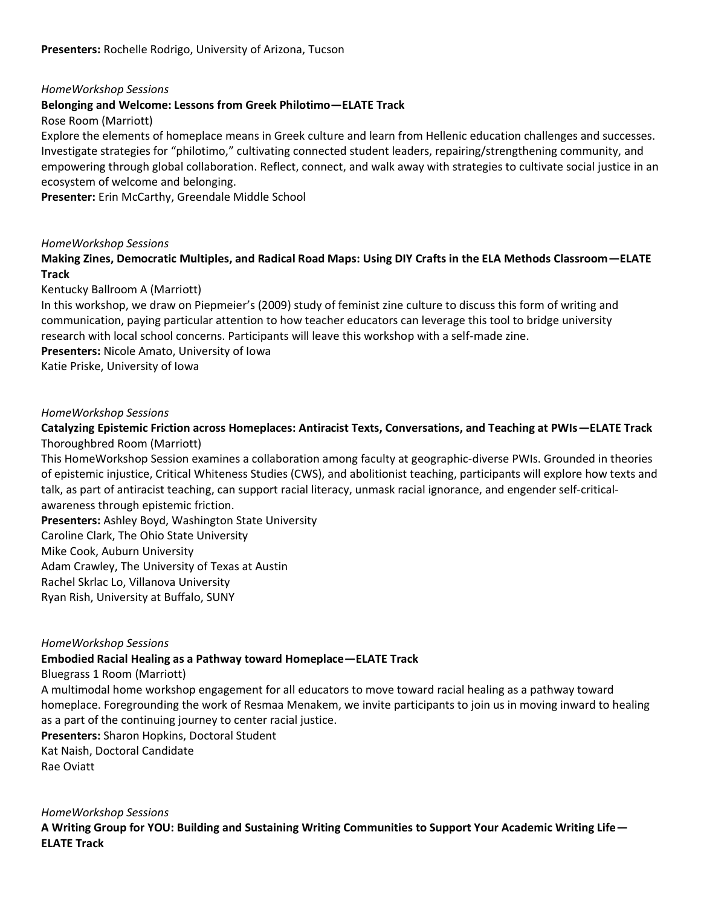**Presenters:** Rochelle Rodrigo, University of Arizona, Tucson

*HomeWorkshop Sessions*

**Belonging and Welcome: Lessons from Greek Philotimo—ELATE Track**

Rose Room (Marriott)

Explore the elements of homeplace means in Greek culture and learn from Hellenic education challenges and successes. Investigate strategies for "philotimo," cultivating connected student leaders, repairing/strengthening community, and empowering through global collaboration. Reflect, connect, and walk away with strategies to cultivate social justice in an ecosystem of welcome and belonging.

**Presenter:** Erin McCarthy, Greendale Middle School

*HomeWorkshop Sessions*

**Making Zines, Democratic Multiples, and Radical Road Maps: Using DIY Crafts in the ELA Methods Classroom—ELATE Track**

Kentucky Ballroom A (Marriott)

In this workshop, we draw on Piepmeier's (2009) study of feminist zine culture to discuss this form of writing and communication, paying particular attention to how teacher educators can leverage this tool to bridge university research with local school concerns. Participants will leave this workshop with a self-made zine.

**Presenters:** Nicole Amato, University of Iowa
Katie Priske, University of Iowa

*HomeWorkshop Sessions*

**Catalyzing Epistemic Friction across Homeplaces: Antiracist Texts, Conversations, and Teaching at PWIs—ELATE Track**

Thoroughbred Room (Marriott)

This HomeWorkshop Session examines a collaboration among faculty at geographic-diverse PWIs. Grounded in theories of epistemic injustice, Critical Whiteness Studies (CWS), and abolitionist teaching, participants will explore how texts and talk, as part of antiracist teaching, can support racial literacy, unmask racial ignorance, and engender self-critical-awareness through epistemic friction.

**Presenters:** Ashley Boyd, Washington State University
Caroline Clark, The Ohio State University
Mike Cook, Auburn University
Adam Crawley, The University of Texas at Austin
Rachel Skrlac Lo, Villanova University
Ryan Rish, University at Buffalo, SUNY

*HomeWorkshop Sessions*

**Embodied Racial Healing as a Pathway toward Homeplace—ELATE Track**

Bluegrass 1 Room (Marriott)

A multimodal home workshop engagement for all educators to move toward racial healing as a pathway toward homeplace. Foregrounding the work of Resmaa Menakem, we invite participants to join us in moving inward to healing as a part of the continuing journey to center racial justice.

**Presenters:** Sharon Hopkins, Doctoral Student
Kat Naish, Doctoral Candidate
Rae Oviatt

*HomeWorkshop Sessions*

**A Writing Group for YOU: Building and Sustaining Writing Communities to Support Your Academic Writing Life—ELATE Track**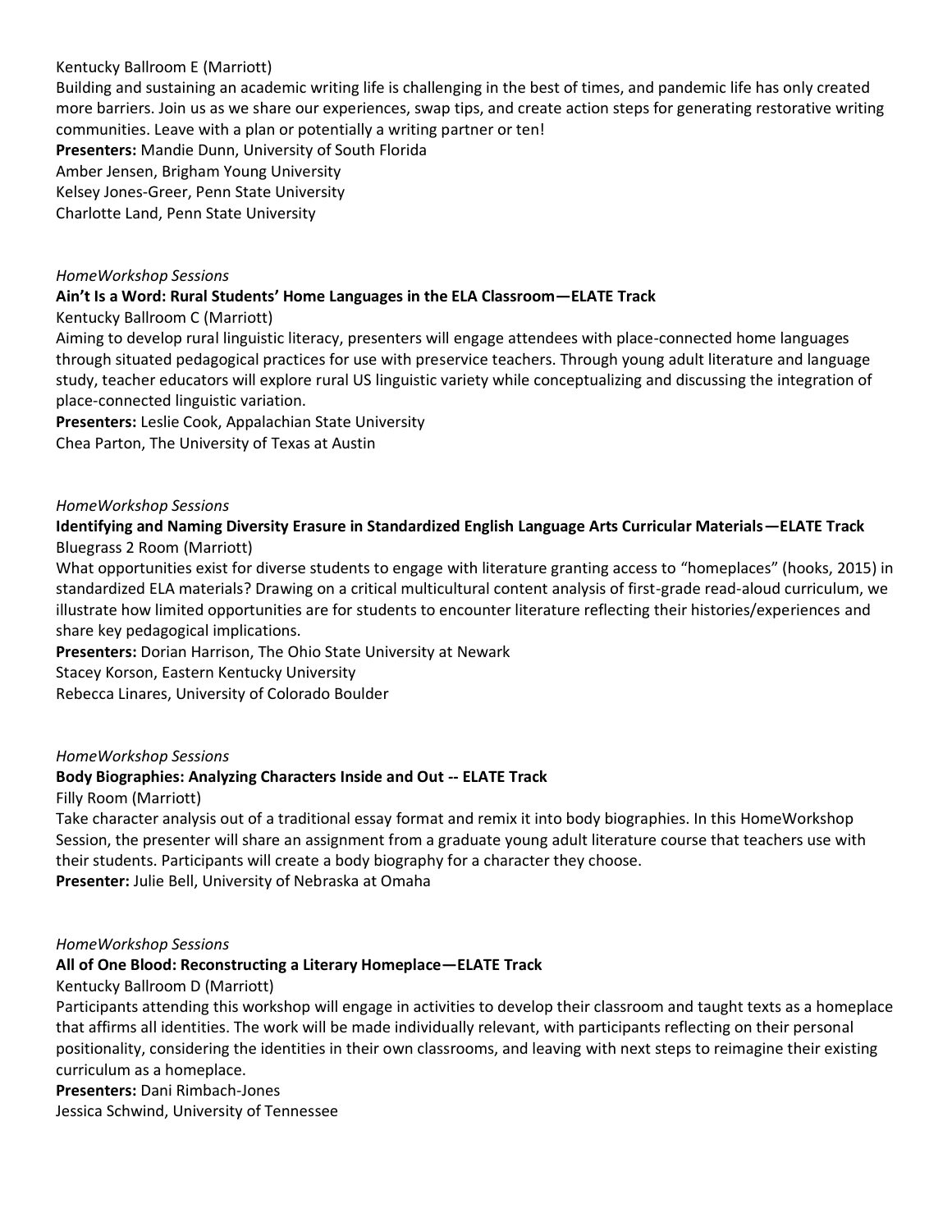Kentucky Ballroom E (Marriott)

Building and sustaining an academic writing life is challenging in the best of times, and pandemic life has only created more barriers. Join us as we share our experiences, swap tips, and create action steps for generating restorative writing communities. Leave with a plan or potentially a writing partner or ten!

**Presenters:** Mandie Dunn, University of South Florida
Amber Jensen, Brigham Young University
Kelsey Jones-Greer, Penn State University
Charlotte Land, Penn State University

*HomeWorkshop Sessions*

**Ain't Is a Word: Rural Students' Home Languages in the ELA Classroom—ELATE Track**

Kentucky Ballroom C (Marriott)

Aiming to develop rural linguistic literacy, presenters will engage attendees with place-connected home languages through situated pedagogical practices for use with preservice teachers. Through young adult literature and language study, teacher educators will explore rural US linguistic variety while conceptualizing and discussing the integration of place-connected linguistic variation.

**Presenters:** Leslie Cook, Appalachian State University
Chea Parton, The University of Texas at Austin

*HomeWorkshop Sessions*

**Identifying and Naming Diversity Erasure in Standardized English Language Arts Curricular Materials—ELATE Track**

Bluegrass 2 Room (Marriott)

What opportunities exist for diverse students to engage with literature granting access to "homeplaces" (hooks, 2015) in standardized ELA materials? Drawing on a critical multicultural content analysis of first-grade read-aloud curriculum, we illustrate how limited opportunities are for students to encounter literature reflecting their histories/experiences and share key pedagogical implications.

**Presenters:** Dorian Harrison, The Ohio State University at Newark
Stacey Korson, Eastern Kentucky University
Rebecca Linares, University of Colorado Boulder

*HomeWorkshop Sessions*

**Body Biographies: Analyzing Characters Inside and Out -- ELATE Track**

Filly Room (Marriott)

Take character analysis out of a traditional essay format and remix it into body biographies. In this HomeWorkshop Session, the presenter will share an assignment from a graduate young adult literature course that teachers use with their students. Participants will create a body biography for a character they choose.

**Presenter:** Julie Bell, University of Nebraska at Omaha

*HomeWorkshop Sessions*

**All of One Blood: Reconstructing a Literary Homeplace—ELATE Track**

Kentucky Ballroom D (Marriott)

Participants attending this workshop will engage in activities to develop their classroom and taught texts as a homeplace that affirms all identities. The work will be made individually relevant, with participants reflecting on their personal positionality, considering the identities in their own classrooms, and leaving with next steps to reimagine their existing curriculum as a homeplace.

**Presenters:** Dani Rimbach-Jones
Jessica Schwind, University of Tennessee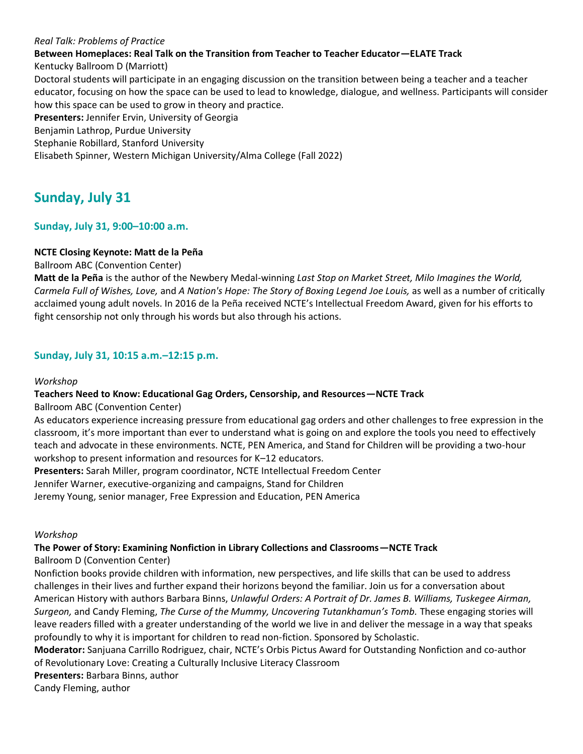*Real Talk: Problems of Practice*

**Between Homeplaces: Real Talk on the Transition from Teacher to Teacher Educator—ELATE Track**

Kentucky Ballroom D (Marriott)

Doctoral students will participate in an engaging discussion on the transition between being a teacher and a teacher educator, focusing on how the space can be used to lead to knowledge, dialogue, and wellness. Participants will consider how this space can be used to grow in theory and practice.

**Presenters:** Jennifer Ervin, University of Georgia
Benjamin Lathrop, Purdue University
Stephanie Robillard, Stanford University
Elisabeth Spinner, Western Michigan University/Alma College (Fall 2022)

## Sunday, July 31

### Sunday, July 31, 9:00–10:00 a.m.

**NCTE Closing Keynote: Matt de la Peña**

Ballroom ABC (Convention Center)

**Matt de la Peña** is the author of the Newbery Medal-winning *Last Stop on Market Street, Milo Imagines the World, Carmela Full of Wishes, Love,* and *A Nation's Hope: The Story of Boxing Legend Joe Louis,* as well as a number of critically acclaimed young adult novels. In 2016 de la Peña received NCTE's Intellectual Freedom Award, given for his efforts to fight censorship not only through his words but also through his actions.

### Sunday, July 31, 10:15 a.m.–12:15 p.m.

*Workshop*

**Teachers Need to Know: Educational Gag Orders, Censorship, and Resources—NCTE Track**

Ballroom ABC (Convention Center)

As educators experience increasing pressure from educational gag orders and other challenges to free expression in the classroom, it's more important than ever to understand what is going on and explore the tools you need to effectively teach and advocate in these environments. NCTE, PEN America, and Stand for Children will be providing a two-hour workshop to present information and resources for K–12 educators.

**Presenters:** Sarah Miller, program coordinator, NCTE Intellectual Freedom Center
Jennifer Warner, executive-organizing and campaigns, Stand for Children
Jeremy Young, senior manager, Free Expression and Education, PEN America

*Workshop*

**The Power of Story: Examining Nonfiction in Library Collections and Classrooms—NCTE Track**

Ballroom D (Convention Center)

Nonfiction books provide children with information, new perspectives, and life skills that can be used to address challenges in their lives and further expand their horizons beyond the familiar. Join us for a conversation about American History with authors Barbara Binns, *Unlawful Orders: A Portrait of Dr. James B. Williams, Tuskegee Airman, Surgeon,* and Candy Fleming, *The Curse of the Mummy, Uncovering Tutankhamun's Tomb.* These engaging stories will leave readers filled with a greater understanding of the world we live in and deliver the message in a way that speaks profoundly to why it is important for children to read non-fiction. Sponsored by Scholastic.

**Moderator:** Sanjuana Carrillo Rodriguez, chair, NCTE's Orbis Pictus Award for Outstanding Nonfiction and co-author of Revolutionary Love: Creating a Culturally Inclusive Literacy Classroom

**Presenters:** Barbara Binns, author
Candy Fleming, author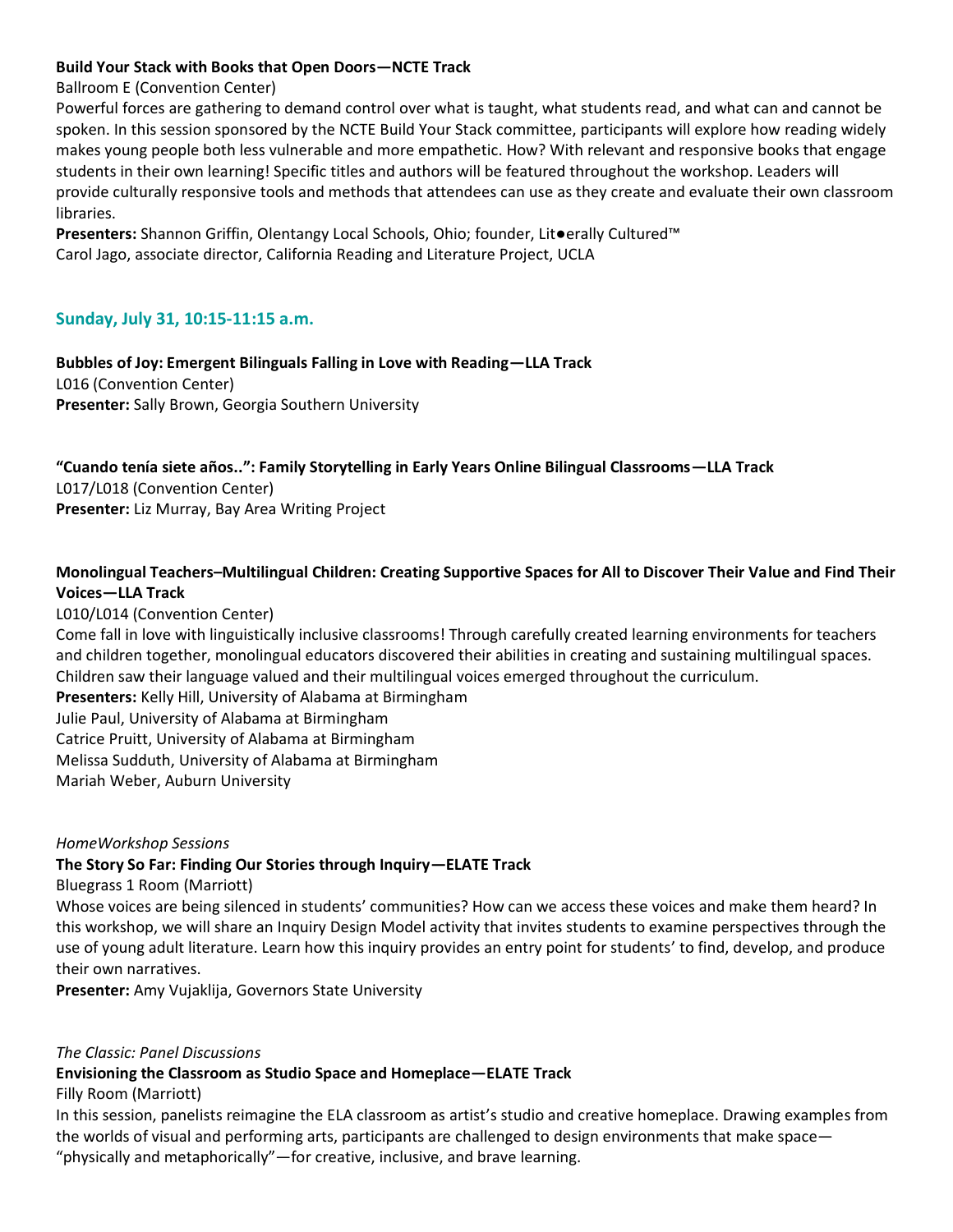**Build Your Stack with Books that Open Doors—NCTE Track**

Ballroom E (Convention Center)

Powerful forces are gathering to demand control over what is taught, what students read, and what can and cannot be spoken. In this session sponsored by the NCTE Build Your Stack committee, participants will explore how reading widely makes young people both less vulnerable and more empathetic. How? With relevant and responsive books that engage students in their own learning! Specific titles and authors will be featured throughout the workshop. Leaders will provide culturally responsive tools and methods that attendees can use as they create and evaluate their own classroom libraries.

**Presenters:** Shannon Griffin, Olentangy Local Schools, Ohio; founder, Lit●erally Cultured™
Carol Jago, associate director, California Reading and Literature Project, UCLA

## Sunday, July 31, 10:15-11:15 a.m.

**Bubbles of Joy: Emergent Bilinguals Falling in Love with Reading—LLA Track**

L016 (Convention Center)

**Presenter:** Sally Brown, Georgia Southern University

**"Cuando tenía siete años..": Family Storytelling in Early Years Online Bilingual Classrooms—LLA Track**

L017/L018 (Convention Center)

**Presenter:** Liz Murray, Bay Area Writing Project

**Monolingual Teachers–Multilingual Children: Creating Supportive Spaces for All to Discover Their Value and Find Their Voices—LLA Track**

L010/L014 (Convention Center)

Come fall in love with linguistically inclusive classrooms! Through carefully created learning environments for teachers and children together, monolingual educators discovered their abilities in creating and sustaining multilingual spaces. Children saw their language valued and their multilingual voices emerged throughout the curriculum.

**Presenters:** Kelly Hill, University of Alabama at Birmingham
Julie Paul, University of Alabama at Birmingham
Catrice Pruitt, University of Alabama at Birmingham
Melissa Sudduth, University of Alabama at Birmingham
Mariah Weber, Auburn University

*HomeWorkshop Sessions*

**The Story So Far: Finding Our Stories through Inquiry—ELATE Track**

Bluegrass 1 Room (Marriott)

Whose voices are being silenced in students' communities? How can we access these voices and make them heard? In this workshop, we will share an Inquiry Design Model activity that invites students to examine perspectives through the use of young adult literature. Learn how this inquiry provides an entry point for students' to find, develop, and produce their own narratives.

**Presenter:** Amy Vujaklija, Governors State University

*The Classic: Panel Discussions*

**Envisioning the Classroom as Studio Space and Homeplace—ELATE Track**

Filly Room (Marriott)

In this session, panelists reimagine the ELA classroom as artist's studio and creative homeplace. Drawing examples from the worlds of visual and performing arts, participants are challenged to design environments that make space—"physically and metaphorically"—for creative, inclusive, and brave learning.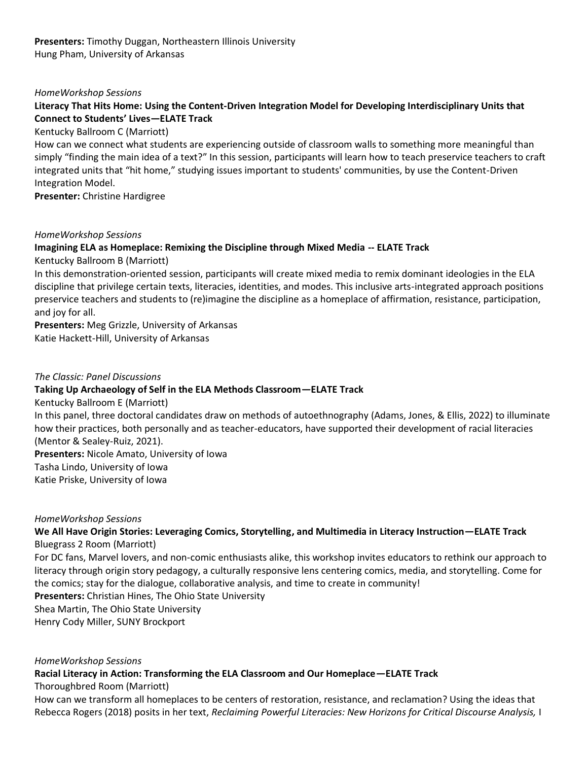**Presenters:** Timothy Duggan, Northeastern Illinois University
Hung Pham, University of Arkansas

*HomeWorkshop Sessions*

**Literacy That Hits Home: Using the Content-Driven Integration Model for Developing Interdisciplinary Units that Connect to Students' Lives—ELATE Track**

Kentucky Ballroom C (Marriott)

How can we connect what students are experiencing outside of classroom walls to something more meaningful than simply "finding the main idea of a text?" In this session, participants will learn how to teach preservice teachers to craft integrated units that "hit home," studying issues important to students' communities, by use the Content-Driven Integration Model.

**Presenter:** Christine Hardigree

*HomeWorkshop Sessions*

**Imagining ELA as Homeplace: Remixing the Discipline through Mixed Media -- ELATE Track**

Kentucky Ballroom B (Marriott)

In this demonstration-oriented session, participants will create mixed media to remix dominant ideologies in the ELA discipline that privilege certain texts, literacies, identities, and modes. This inclusive arts-integrated approach positions preservice teachers and students to (re)imagine the discipline as a homeplace of affirmation, resistance, participation, and joy for all.

**Presenters:** Meg Grizzle, University of Arkansas
Katie Hackett-Hill, University of Arkansas

*The Classic: Panel Discussions*

**Taking Up Archaeology of Self in the ELA Methods Classroom—ELATE Track**

Kentucky Ballroom E (Marriott)

In this panel, three doctoral candidates draw on methods of autoethnography (Adams, Jones, & Ellis, 2022) to illuminate how their practices, both personally and as teacher-educators, have supported their development of racial literacies (Mentor & Sealey-Ruiz, 2021).

**Presenters:** Nicole Amato, University of Iowa
Tasha Lindo, University of Iowa
Katie Priske, University of Iowa

*HomeWorkshop Sessions*

**We All Have Origin Stories: Leveraging Comics, Storytelling, and Multimedia in Literacy Instruction—ELATE Track**

Bluegrass 2 Room (Marriott)

For DC fans, Marvel lovers, and non-comic enthusiasts alike, this workshop invites educators to rethink our approach to literacy through origin story pedagogy, a culturally responsive lens centering comics, media, and storytelling. Come for the comics; stay for the dialogue, collaborative analysis, and time to create in community!

**Presenters:** Christian Hines, The Ohio State University
Shea Martin, The Ohio State University
Henry Cody Miller, SUNY Brockport

*HomeWorkshop Sessions*

**Racial Literacy in Action: Transforming the ELA Classroom and Our Homeplace—ELATE Track**

Thoroughbred Room (Marriott)

How can we transform all homeplaces to be centers of restoration, resistance, and reclamation? Using the ideas that Rebecca Rogers (2018) posits in her text, *Reclaiming Powerful Literacies: New Horizons for Critical Discourse Analysis,* I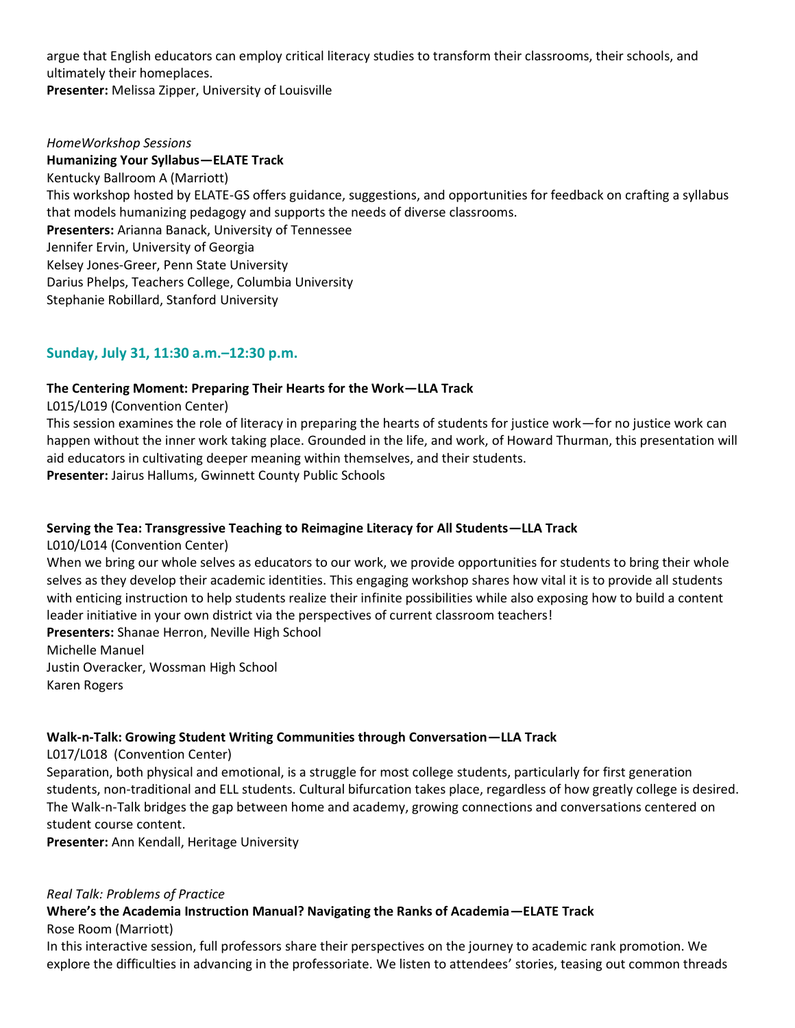argue that English educators can employ critical literacy studies to transform their classrooms, their schools, and ultimately their homeplaces.
**Presenter:** Melissa Zipper, University of Louisville

*HomeWorkshop Sessions*
**Humanizing Your Syllabus—ELATE Track**
Kentucky Ballroom A (Marriott)
This workshop hosted by ELATE-GS offers guidance, suggestions, and opportunities for feedback on crafting a syllabus that models humanizing pedagogy and supports the needs of diverse classrooms.
**Presenters:** Arianna Banack, University of Tennessee
Jennifer Ervin, University of Georgia
Kelsey Jones-Greer, Penn State University
Darius Phelps, Teachers College, Columbia University
Stephanie Robillard, Stanford University

## Sunday, July 31, 11:30 a.m.–12:30 p.m.

**The Centering Moment: Preparing Their Hearts for the Work—LLA Track**
L015/L019 (Convention Center)
This session examines the role of literacy in preparing the hearts of students for justice work—for no justice work can happen without the inner work taking place. Grounded in the life, and work, of Howard Thurman, this presentation will aid educators in cultivating deeper meaning within themselves, and their students.
**Presenter:** Jairus Hallums, Gwinnett County Public Schools

**Serving the Tea: Transgressive Teaching to Reimagine Literacy for All Students—LLA Track**
L010/L014 (Convention Center)
When we bring our whole selves as educators to our work, we provide opportunities for students to bring their whole selves as they develop their academic identities. This engaging workshop shares how vital it is to provide all students with enticing instruction to help students realize their infinite possibilities while also exposing how to build a content leader initiative in your own district via the perspectives of current classroom teachers!
**Presenters:** Shanae Herron, Neville High School
Michelle Manuel
Justin Overacker, Wossman High School
Karen Rogers

**Walk-n-Talk: Growing Student Writing Communities through Conversation—LLA Track**
L017/L018 (Convention Center)
Separation, both physical and emotional, is a struggle for most college students, particularly for first generation students, non-traditional and ELL students. Cultural bifurcation takes place, regardless of how greatly college is desired. The Walk-n-Talk bridges the gap between home and academy, growing connections and conversations centered on student course content.
**Presenter:** Ann Kendall, Heritage University

*Real Talk: Problems of Practice*
**Where's the Academia Instruction Manual? Navigating the Ranks of Academia—ELATE Track**
Rose Room (Marriott)
In this interactive session, full professors share their perspectives on the journey to academic rank promotion. We explore the difficulties in advancing in the professoriate. We listen to attendees' stories, teasing out common threads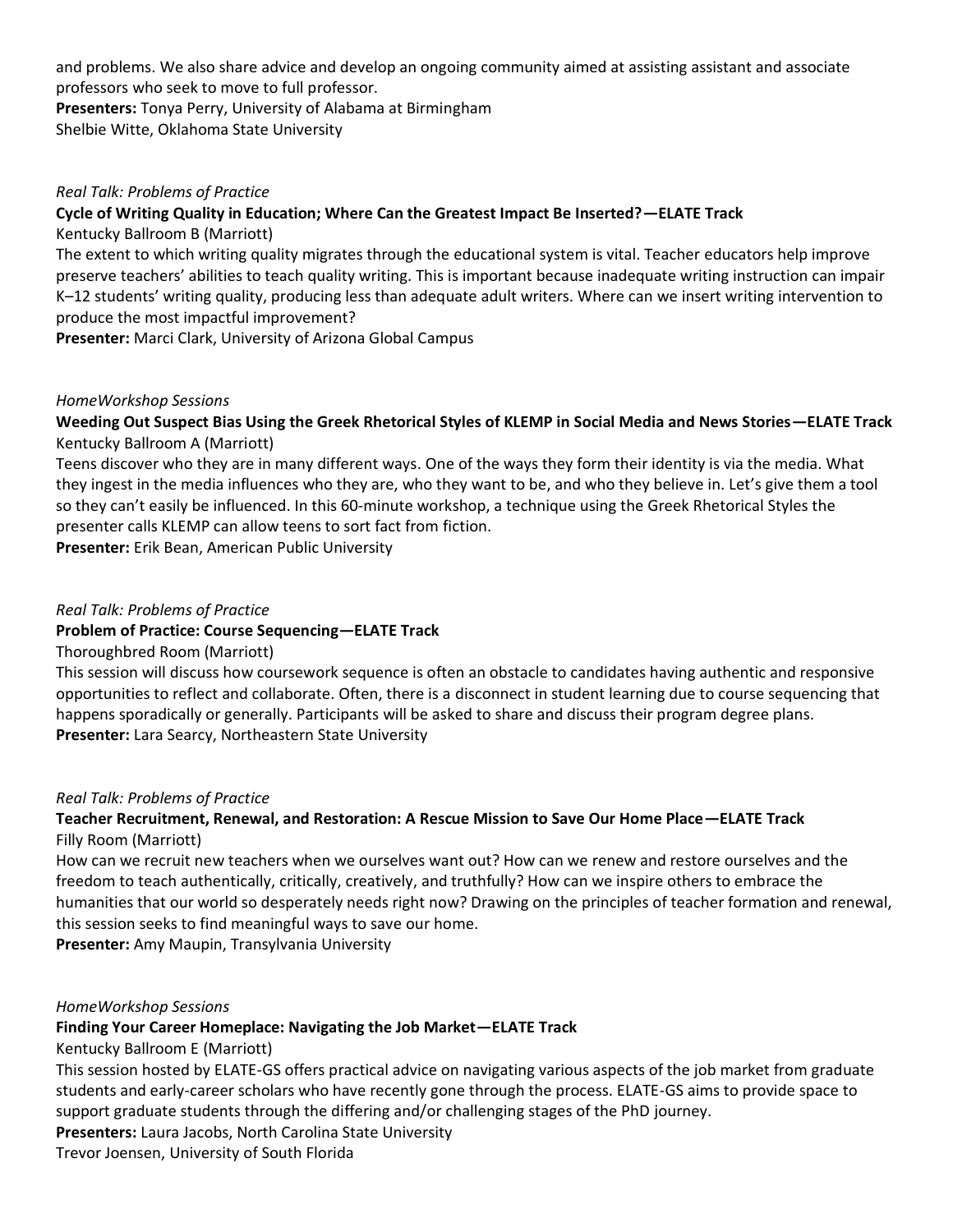and problems. We also share advice and develop an ongoing community aimed at assisting assistant and associate professors who seek to move to full professor.

**Presenters:** Tonya Perry, University of Alabama at Birmingham
Shelbie Witte, Oklahoma State University

*Real Talk: Problems of Practice*

**Cycle of Writing Quality in Education; Where Can the Greatest Impact Be Inserted?—ELATE Track**

Kentucky Ballroom B (Marriott)

The extent to which writing quality migrates through the educational system is vital. Teacher educators help improve preserve teachers' abilities to teach quality writing. This is important because inadequate writing instruction can impair K–12 students' writing quality, producing less than adequate adult writers. Where can we insert writing intervention to produce the most impactful improvement?

**Presenter:** Marci Clark, University of Arizona Global Campus

*HomeWorkshop Sessions*

**Weeding Out Suspect Bias Using the Greek Rhetorical Styles of KLEMP in Social Media and News Stories—ELATE Track**

Kentucky Ballroom A (Marriott)

Teens discover who they are in many different ways. One of the ways they form their identity is via the media. What they ingest in the media influences who they are, who they want to be, and who they believe in. Let's give them a tool so they can't easily be influenced. In this 60-minute workshop, a technique using the Greek Rhetorical Styles the presenter calls KLEMP can allow teens to sort fact from fiction.

**Presenter:** Erik Bean, American Public University

*Real Talk: Problems of Practice*

**Problem of Practice: Course Sequencing—ELATE Track**

Thoroughbred Room (Marriott)

This session will discuss how coursework sequence is often an obstacle to candidates having authentic and responsive opportunities to reflect and collaborate. Often, there is a disconnect in student learning due to course sequencing that happens sporadically or generally. Participants will be asked to share and discuss their program degree plans.

**Presenter:** Lara Searcy, Northeastern State University

*Real Talk: Problems of Practice*

**Teacher Recruitment, Renewal, and Restoration: A Rescue Mission to Save Our Home Place—ELATE Track**

Filly Room (Marriott)

How can we recruit new teachers when we ourselves want out? How can we renew and restore ourselves and the freedom to teach authentically, critically, creatively, and truthfully? How can we inspire others to embrace the humanities that our world so desperately needs right now? Drawing on the principles of teacher formation and renewal, this session seeks to find meaningful ways to save our home.

**Presenter:** Amy Maupin, Transylvania University

*HomeWorkshop Sessions*

**Finding Your Career Homeplace: Navigating the Job Market—ELATE Track**

Kentucky Ballroom E (Marriott)

This session hosted by ELATE-GS offers practical advice on navigating various aspects of the job market from graduate students and early-career scholars who have recently gone through the process. ELATE-GS aims to provide space to support graduate students through the differing and/or challenging stages of the PhD journey.

**Presenters:** Laura Jacobs, North Carolina State University
Trevor Joensen, University of South Florida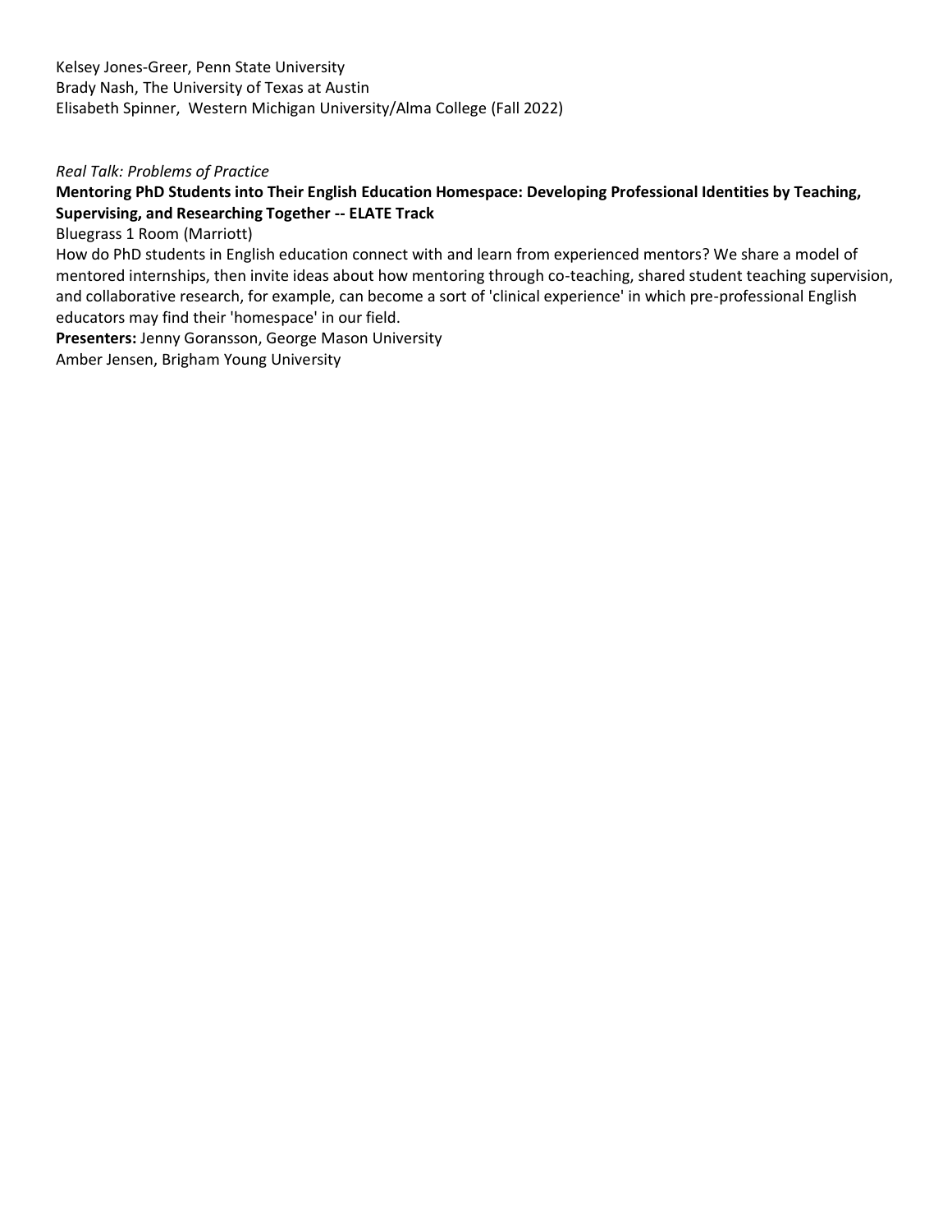Kelsey Jones-Greer, Penn State University
Brady Nash, The University of Texas at Austin
Elisabeth Spinner, Western Michigan University/Alma College (Fall 2022)

*Real Talk: Problems of Practice*

**Mentoring PhD Students into Their English Education Homespace: Developing Professional Identities by Teaching, Supervising, and Researching Together -- ELATE Track**

Bluegrass 1 Room (Marriott)

How do PhD students in English education connect with and learn from experienced mentors? We share a model of mentored internships, then invite ideas about how mentoring through co-teaching, shared student teaching supervision, and collaborative research, for example, can become a sort of 'clinical experience' in which pre-professional English educators may find their 'homespace' in our field.

**Presenters:** Jenny Goransson, George Mason University
Amber Jensen, Brigham Young University